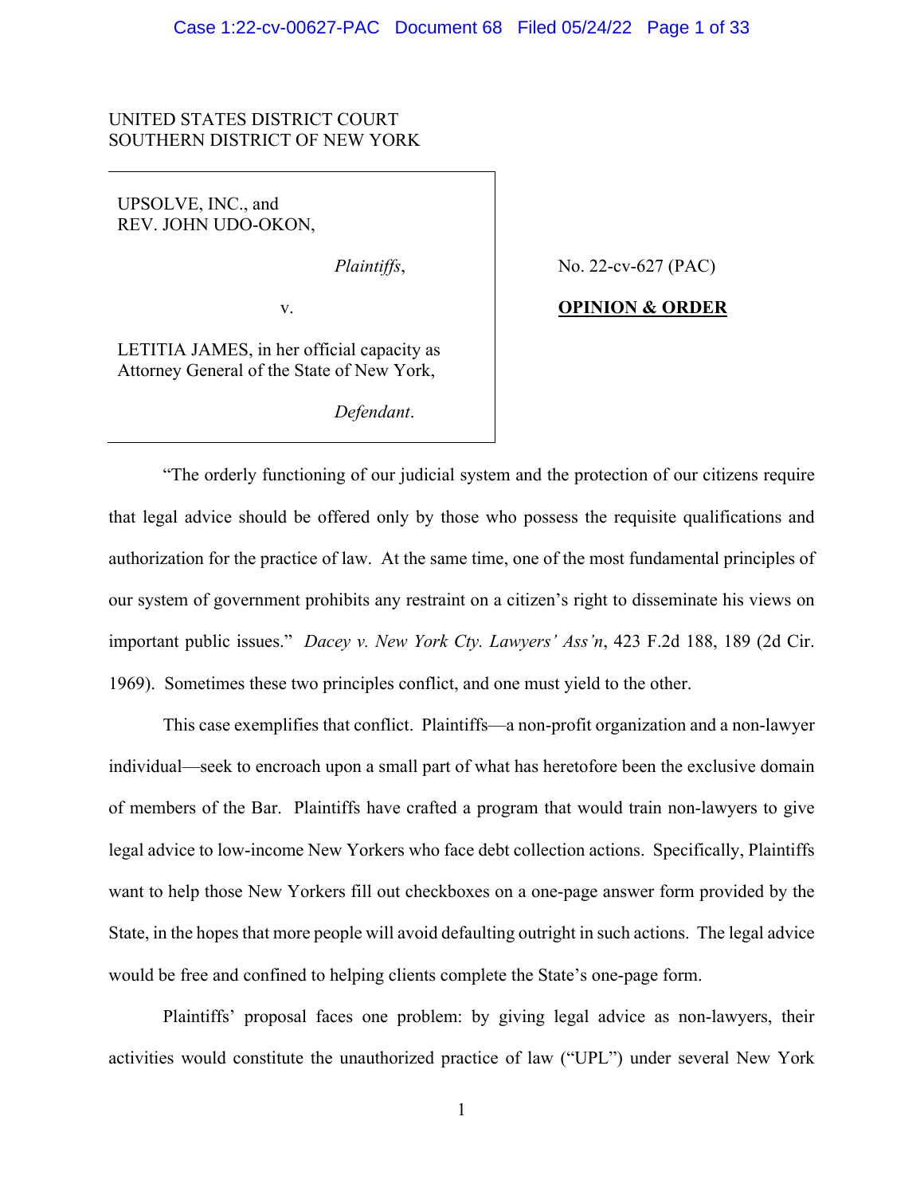UNITED STATES DISTRICT COURT
SOUTHERN DISTRICT OF NEW YORK

| | |
|---|---|
| UPSOLVE, INC., and REV. JOHN UDO-OKON,<br><br>*Plaintiffs*,<br><br>v.<br><br>LETITIA JAMES, in her official capacity as Attorney General of the State of New York,<br><br>*Defendant*. | No. 22-cv-627 (PAC)<br><br>**OPINION & ORDER** |

"The orderly functioning of our judicial system and the protection of our citizens require that legal advice should be offered only by those who possess the requisite qualifications and authorization for the practice of law. At the same time, one of the most fundamental principles of our system of government prohibits any restraint on a citizen's right to disseminate his views on important public issues." *Dacey v. New York Cty. Lawyers' Ass'n*, 423 F.2d 188, 189 (2d Cir. 1969). Sometimes these two principles conflict, and one must yield to the other.

This case exemplifies that conflict. Plaintiffs—a non-profit organization and a non-lawyer individual—seek to encroach upon a small part of what has heretofore been the exclusive domain of members of the Bar. Plaintiffs have crafted a program that would train non-lawyers to give legal advice to low-income New Yorkers who face debt collection actions. Specifically, Plaintiffs want to help those New Yorkers fill out checkboxes on a one-page answer form provided by the State, in the hopes that more people will avoid defaulting outright in such actions. The legal advice would be free and confined to helping clients complete the State's one-page form.

Plaintiffs' proposal faces one problem: by giving legal advice as non-lawyers, their activities would constitute the unauthorized practice of law ("UPL") under several New York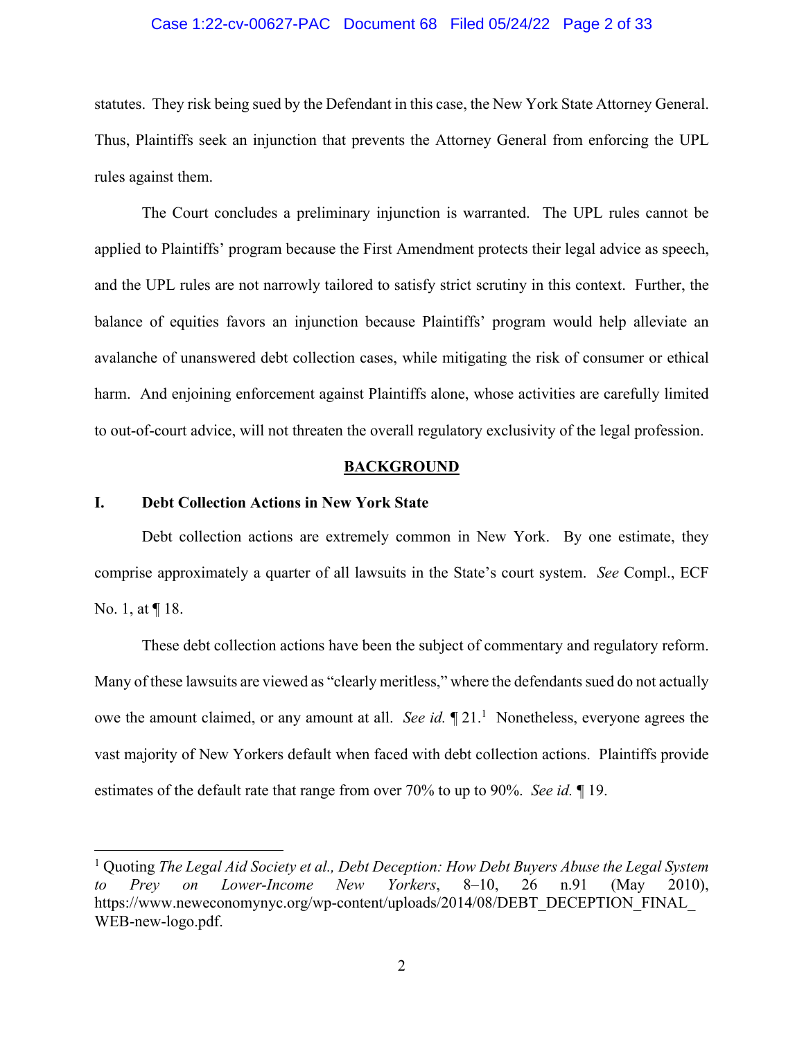statutes. They risk being sued by the Defendant in this case, the New York State Attorney General. Thus, Plaintiffs seek an injunction that prevents the Attorney General from enforcing the UPL rules against them.

The Court concludes a preliminary injunction is warranted. The UPL rules cannot be applied to Plaintiffs' program because the First Amendment protects their legal advice as speech, and the UPL rules are not narrowly tailored to satisfy strict scrutiny in this context. Further, the balance of equities favors an injunction because Plaintiffs' program would help alleviate an avalanche of unanswered debt collection cases, while mitigating the risk of consumer or ethical harm. And enjoining enforcement against Plaintiffs alone, whose activities are carefully limited to out-of-court advice, will not threaten the overall regulatory exclusivity of the legal profession.

## BACKGROUND

### I. Debt Collection Actions in New York State

Debt collection actions are extremely common in New York. By one estimate, they comprise approximately a quarter of all lawsuits in the State's court system. *See* Compl., ECF No. 1, at ¶ 18.

These debt collection actions have been the subject of commentary and regulatory reform. Many of these lawsuits are viewed as "clearly meritless," where the defendants sued do not actually owe the amount claimed, or any amount at all. *See id.* ¶ 21.[1] Nonetheless, everyone agrees the vast majority of New Yorkers default when faced with debt collection actions. Plaintiffs provide estimates of the default rate that range from over 70% to up to 90%. *See id.* ¶ 19.

---

[1] Quoting *The Legal Aid Society et al., Debt Deception: How Debt Buyers Abuse the Legal System to Prey on Lower-Income New Yorkers*, 8–10, 26 n.91 (May 2010), https://www.neweconomynyc.org/wp-content/uploads/2014/08/DEBT_DECEPTION_FINAL_WEB-new-logo.pdf.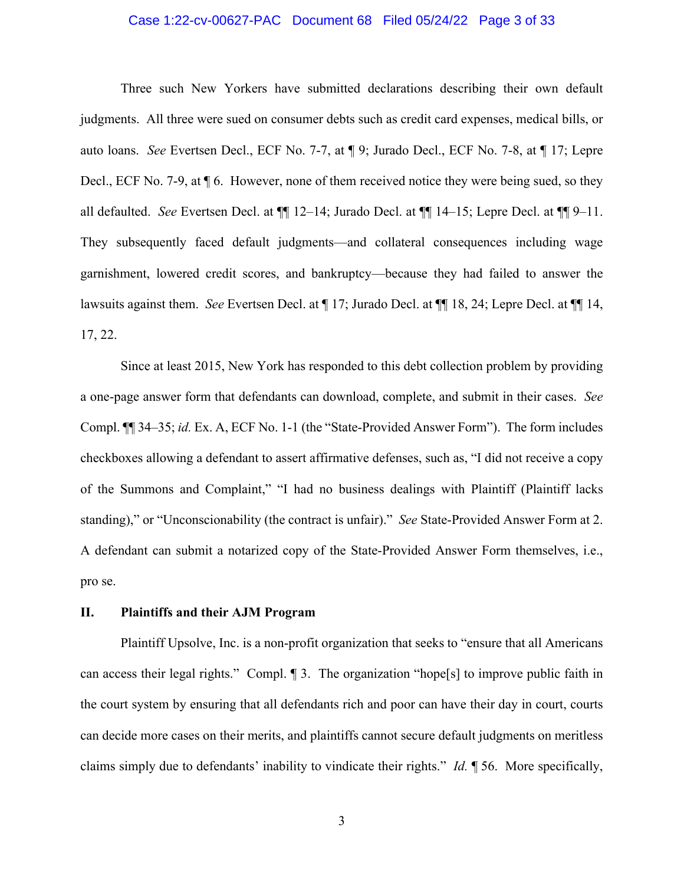Three such New Yorkers have submitted declarations describing their own default judgments. All three were sued on consumer debts such as credit card expenses, medical bills, or auto loans. *See* Evertsen Decl., ECF No. 7-7, at ¶ 9; Jurado Decl., ECF No. 7-8, at ¶ 17; Lepre Decl., ECF No. 7-9, at ¶ 6. However, none of them received notice they were being sued, so they all defaulted. *See* Evertsen Decl. at ¶¶ 12–14; Jurado Decl. at ¶¶ 14–15; Lepre Decl. at ¶¶ 9–11. They subsequently faced default judgments—and collateral consequences including wage garnishment, lowered credit scores, and bankruptcy—because they had failed to answer the lawsuits against them. *See* Evertsen Decl. at ¶ 17; Jurado Decl. at ¶¶ 18, 24; Lepre Decl. at ¶¶ 14, 17, 22.

Since at least 2015, New York has responded to this debt collection problem by providing a one-page answer form that defendants can download, complete, and submit in their cases. *See* Compl. ¶¶ 34–35; *id.* Ex. A, ECF No. 1-1 (the "State-Provided Answer Form"). The form includes checkboxes allowing a defendant to assert affirmative defenses, such as, "I did not receive a copy of the Summons and Complaint," "I had no business dealings with Plaintiff (Plaintiff lacks standing)," or "Unconscionability (the contract is unfair)." *See* State-Provided Answer Form at 2. A defendant can submit a notarized copy of the State-Provided Answer Form themselves, i.e., pro se.

## II. Plaintiffs and their AJM Program

Plaintiff Upsolve, Inc. is a non-profit organization that seeks to "ensure that all Americans can access their legal rights." Compl. ¶ 3. The organization "hope[s] to improve public faith in the court system by ensuring that all defendants rich and poor can have their day in court, courts can decide more cases on their merits, and plaintiffs cannot secure default judgments on meritless claims simply due to defendants' inability to vindicate their rights." *Id.* ¶ 56. More specifically,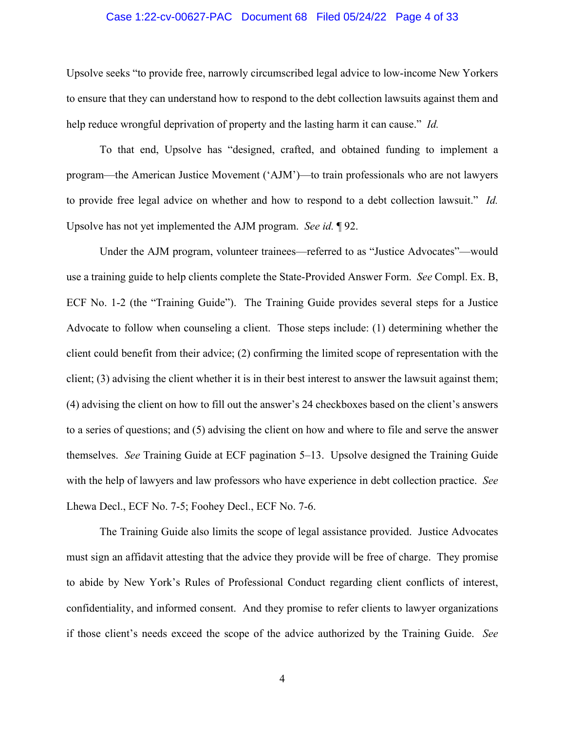Upsolve seeks "to provide free, narrowly circumscribed legal advice to low-income New Yorkers to ensure that they can understand how to respond to the debt collection lawsuits against them and help reduce wrongful deprivation of property and the lasting harm it can cause." *Id.*

To that end, Upsolve has "designed, crafted, and obtained funding to implement a program—the American Justice Movement ('AJM')—to train professionals who are not lawyers to provide free legal advice on whether and how to respond to a debt collection lawsuit." *Id.* Upsolve has not yet implemented the AJM program. *See id.* ¶ 92.

Under the AJM program, volunteer trainees—referred to as "Justice Advocates"—would use a training guide to help clients complete the State-Provided Answer Form. *See* Compl. Ex. B, ECF No. 1-2 (the "Training Guide"). The Training Guide provides several steps for a Justice Advocate to follow when counseling a client. Those steps include: (1) determining whether the client could benefit from their advice; (2) confirming the limited scope of representation with the client; (3) advising the client whether it is in their best interest to answer the lawsuit against them; (4) advising the client on how to fill out the answer's 24 checkboxes based on the client's answers to a series of questions; and (5) advising the client on how and where to file and serve the answer themselves. *See* Training Guide at ECF pagination 5–13. Upsolve designed the Training Guide with the help of lawyers and law professors who have experience in debt collection practice. *See* Lhewa Decl., ECF No. 7-5; Foohey Decl., ECF No. 7-6.

The Training Guide also limits the scope of legal assistance provided. Justice Advocates must sign an affidavit attesting that the advice they provide will be free of charge. They promise to abide by New York's Rules of Professional Conduct regarding client conflicts of interest, confidentiality, and informed consent. And they promise to refer clients to lawyer organizations if those client's needs exceed the scope of the advice authorized by the Training Guide. *See*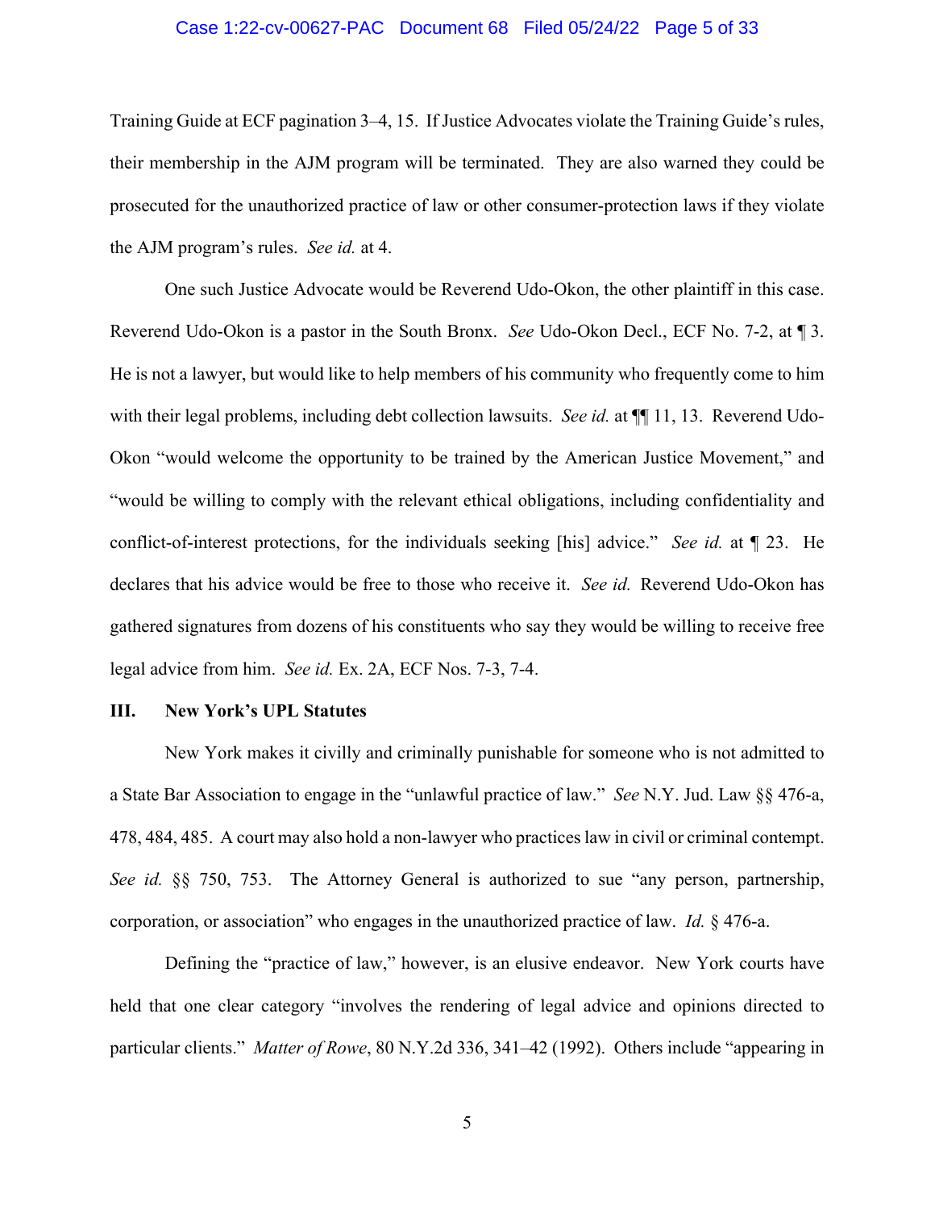Training Guide at ECF pagination 3–4, 15. If Justice Advocates violate the Training Guide's rules, their membership in the AJM program will be terminated. They are also warned they could be prosecuted for the unauthorized practice of law or other consumer-protection laws if they violate the AJM program's rules. *See id.* at 4.

One such Justice Advocate would be Reverend Udo-Okon, the other plaintiff in this case. Reverend Udo-Okon is a pastor in the South Bronx. *See* Udo-Okon Decl., ECF No. 7-2, at ¶ 3. He is not a lawyer, but would like to help members of his community who frequently come to him with their legal problems, including debt collection lawsuits. *See id.* at ¶¶ 11, 13. Reverend Udo-Okon "would welcome the opportunity to be trained by the American Justice Movement," and "would be willing to comply with the relevant ethical obligations, including confidentiality and conflict-of-interest protections, for the individuals seeking [his] advice." *See id.* at ¶ 23. He declares that his advice would be free to those who receive it. *See id.* Reverend Udo-Okon has gathered signatures from dozens of his constituents who say they would be willing to receive free legal advice from him. *See id.* Ex. 2A, ECF Nos. 7-3, 7-4.

### III. New York's UPL Statutes

New York makes it civilly and criminally punishable for someone who is not admitted to a State Bar Association to engage in the "unlawful practice of law." *See* N.Y. Jud. Law §§ 476-a, 478, 484, 485. A court may also hold a non-lawyer who practices law in civil or criminal contempt. *See id.* §§ 750, 753. The Attorney General is authorized to sue "any person, partnership, corporation, or association" who engages in the unauthorized practice of law. *Id.* § 476-a.

Defining the "practice of law," however, is an elusive endeavor. New York courts have held that one clear category "involves the rendering of legal advice and opinions directed to particular clients." *Matter of Rowe*, 80 N.Y.2d 336, 341–42 (1992). Others include "appearing in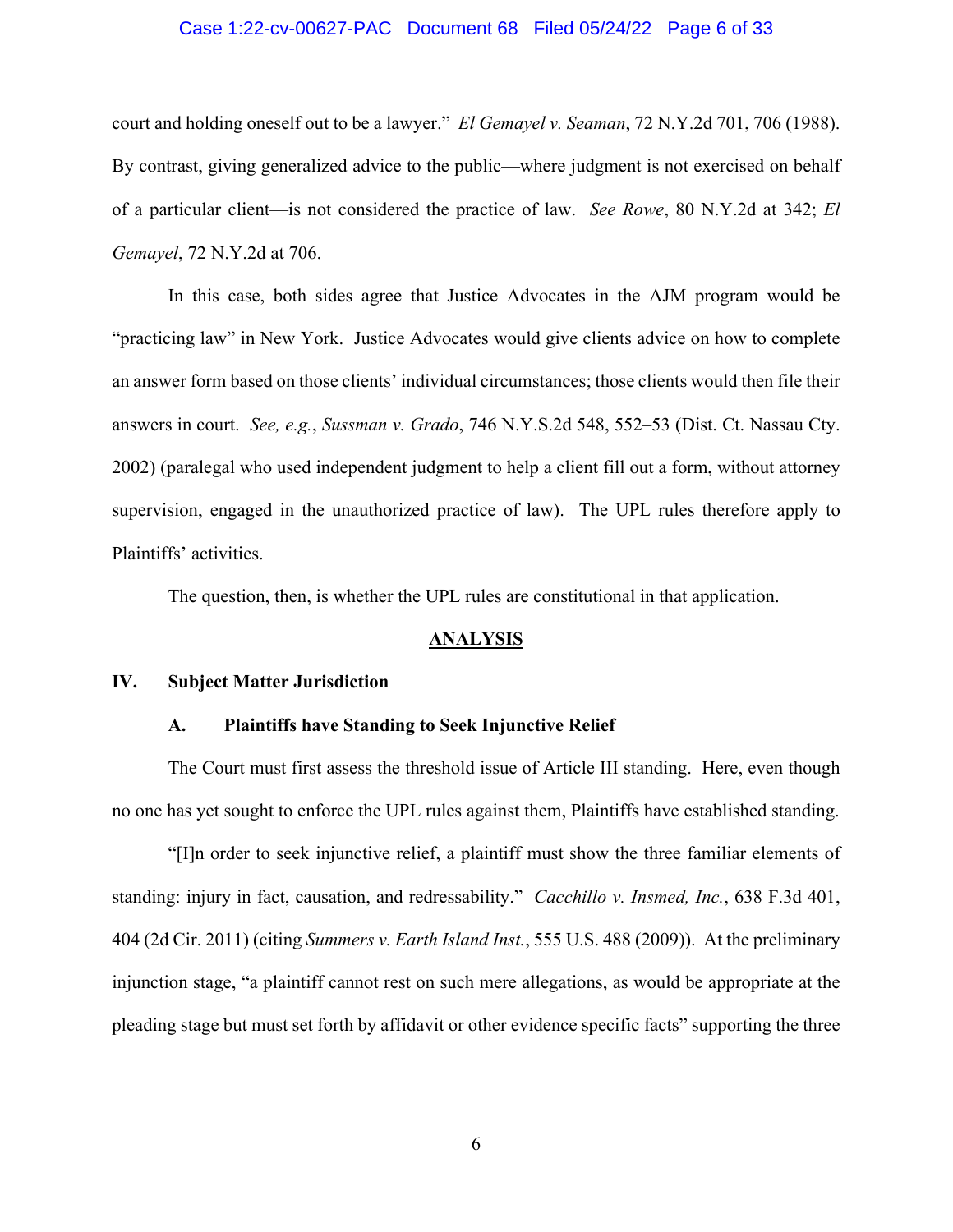court and holding oneself out to be a lawyer." *El Gemayel v. Seaman*, 72 N.Y.2d 701, 706 (1988). By contrast, giving generalized advice to the public—where judgment is not exercised on behalf of a particular client—is not considered the practice of law. *See Rowe*, 80 N.Y.2d at 342; *El Gemayel*, 72 N.Y.2d at 706.

In this case, both sides agree that Justice Advocates in the AJM program would be "practicing law" in New York. Justice Advocates would give clients advice on how to complete an answer form based on those clients' individual circumstances; those clients would then file their answers in court. *See, e.g.*, *Sussman v. Grado*, 746 N.Y.S.2d 548, 552–53 (Dist. Ct. Nassau Cty. 2002) (paralegal who used independent judgment to help a client fill out a form, without attorney supervision, engaged in the unauthorized practice of law). The UPL rules therefore apply to Plaintiffs' activities.

The question, then, is whether the UPL rules are constitutional in that application.

## ANALYSIS

### IV. Subject Matter Jurisdiction

#### A. Plaintiffs have Standing to Seek Injunctive Relief

The Court must first assess the threshold issue of Article III standing. Here, even though no one has yet sought to enforce the UPL rules against them, Plaintiffs have established standing.

"[I]n order to seek injunctive relief, a plaintiff must show the three familiar elements of standing: injury in fact, causation, and redressability." *Cacchillo v. Insmed, Inc.*, 638 F.3d 401, 404 (2d Cir. 2011) (citing *Summers v. Earth Island Inst.*, 555 U.S. 488 (2009)). At the preliminary injunction stage, "a plaintiff cannot rest on such mere allegations, as would be appropriate at the pleading stage but must set forth by affidavit or other evidence specific facts" supporting the three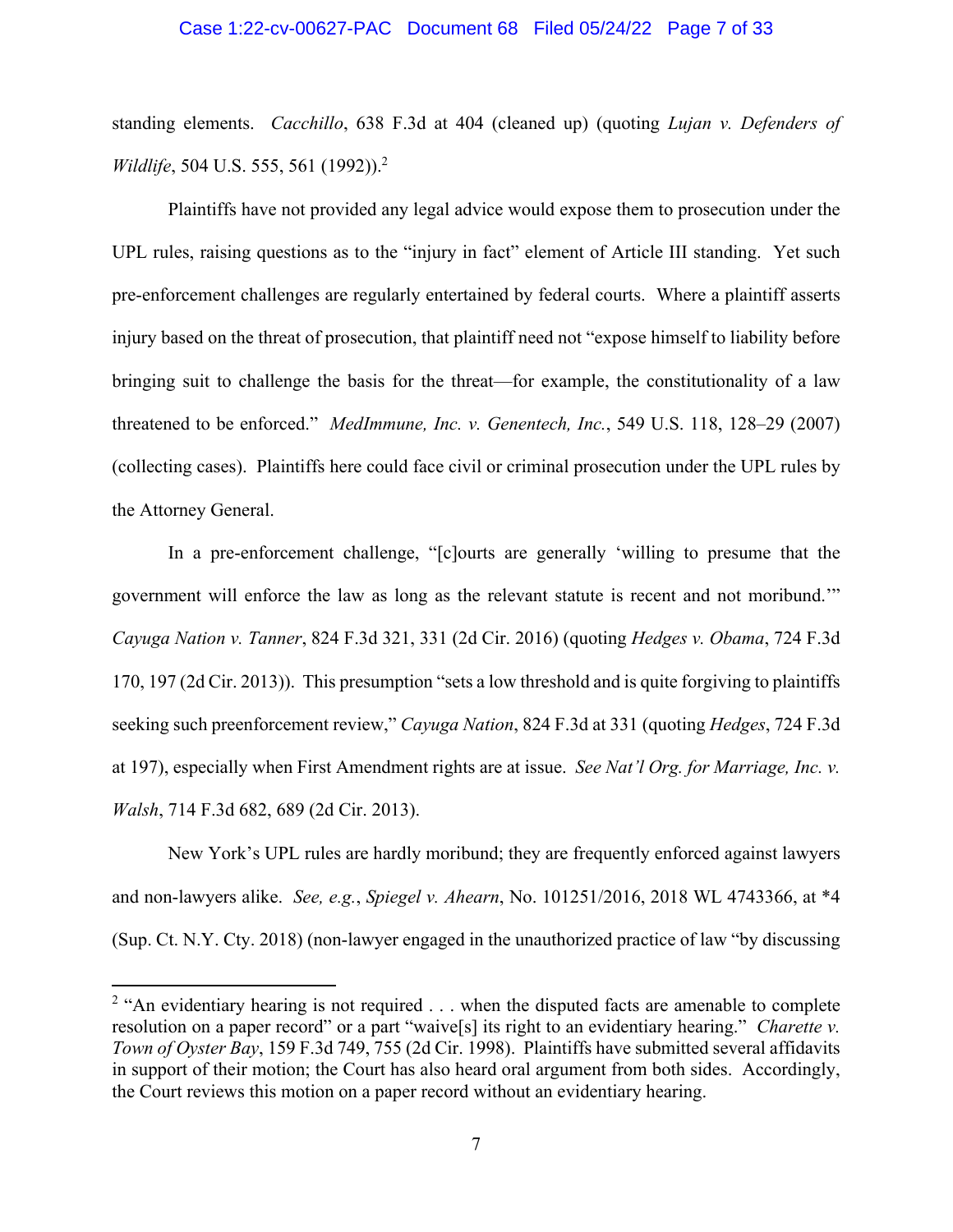standing elements. *Cacchillo*, 638 F.3d at 404 (cleaned up) (quoting *Lujan v. Defenders of Wildlife*, 504 U.S. 555, 561 (1992)).[2]

Plaintiffs have not provided any legal advice would expose them to prosecution under the UPL rules, raising questions as to the "injury in fact" element of Article III standing. Yet such pre-enforcement challenges are regularly entertained by federal courts. Where a plaintiff asserts injury based on the threat of prosecution, that plaintiff need not "expose himself to liability before bringing suit to challenge the basis for the threat—for example, the constitutionality of a law threatened to be enforced." *MedImmune, Inc. v. Genentech, Inc.*, 549 U.S. 118, 128–29 (2007) (collecting cases). Plaintiffs here could face civil or criminal prosecution under the UPL rules by the Attorney General.

In a pre-enforcement challenge, "[c]ourts are generally 'willing to presume that the government will enforce the law as long as the relevant statute is recent and not moribund.'" *Cayuga Nation v. Tanner*, 824 F.3d 321, 331 (2d Cir. 2016) (quoting *Hedges v. Obama*, 724 F.3d 170, 197 (2d Cir. 2013)). This presumption "sets a low threshold and is quite forgiving to plaintiffs seeking such preenforcement review," *Cayuga Nation*, 824 F.3d at 331 (quoting *Hedges*, 724 F.3d at 197), especially when First Amendment rights are at issue. *See Nat'l Org. for Marriage, Inc. v. Walsh*, 714 F.3d 682, 689 (2d Cir. 2013).

New York's UPL rules are hardly moribund; they are frequently enforced against lawyers and non-lawyers alike. *See, e.g.*, *Spiegel v. Ahearn*, No. 101251/2016, 2018 WL 4743366, at *4 (Sup. Ct. N.Y. Cty. 2018) (non-lawyer engaged in the unauthorized practice of law "by discussing

---

[2] "An evidentiary hearing is not required . . . when the disputed facts are amenable to complete resolution on a paper record" or a part "waive[s] its right to an evidentiary hearing." *Charette v. Town of Oyster Bay*, 159 F.3d 749, 755 (2d Cir. 1998). Plaintiffs have submitted several affidavits in support of their motion; the Court has also heard oral argument from both sides. Accordingly, the Court reviews this motion on a paper record without an evidentiary hearing.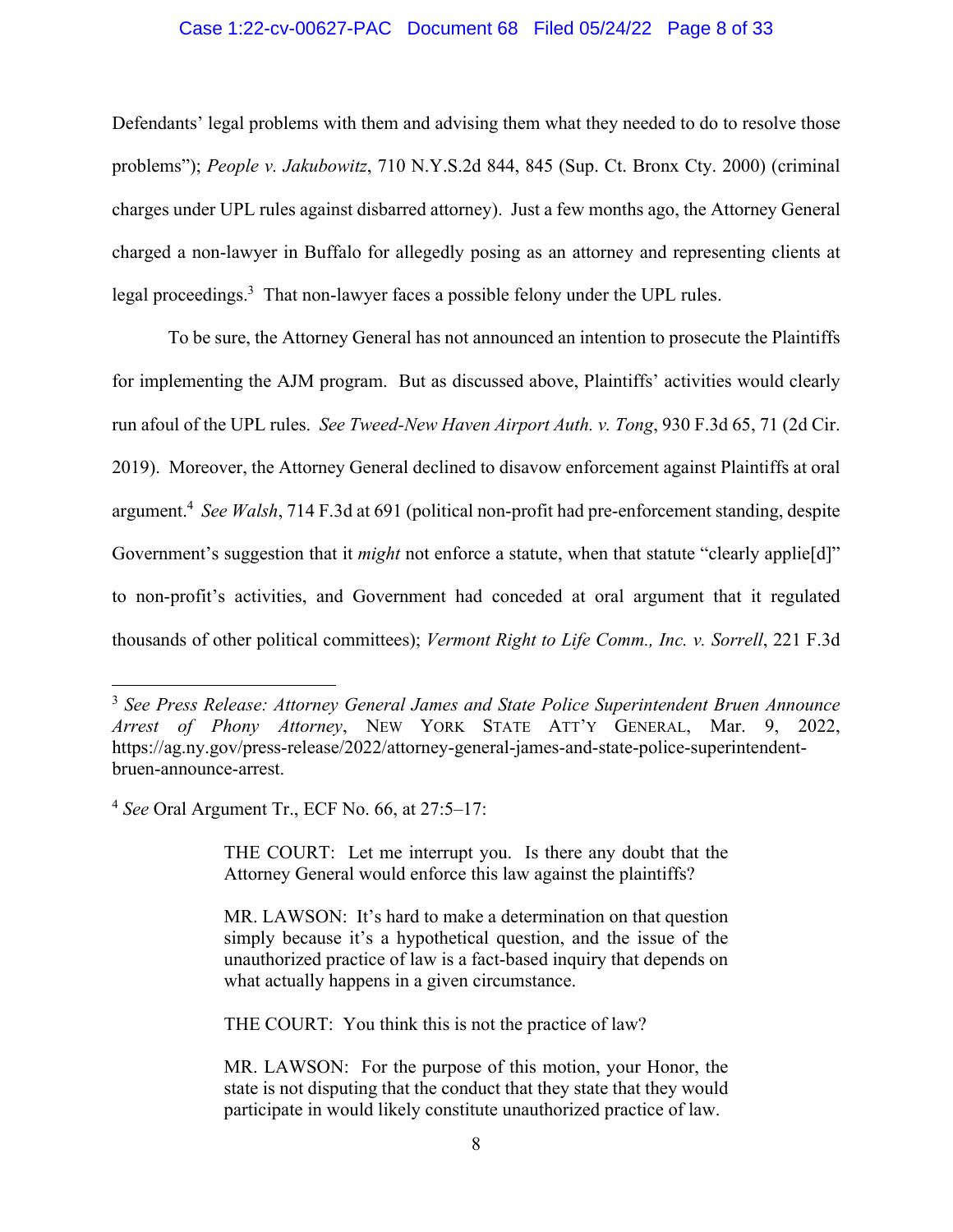Defendants' legal problems with them and advising them what they needed to do to resolve those problems"); *People v. Jakubowitz*, 710 N.Y.S.2d 844, 845 (Sup. Ct. Bronx Cty. 2000) (criminal charges under UPL rules against disbarred attorney). Just a few months ago, the Attorney General charged a non-lawyer in Buffalo for allegedly posing as an attorney and representing clients at legal proceedings.[3] That non-lawyer faces a possible felony under the UPL rules.

To be sure, the Attorney General has not announced an intention to prosecute the Plaintiffs for implementing the AJM program. But as discussed above, Plaintiffs' activities would clearly run afoul of the UPL rules. *See Tweed-New Haven Airport Auth. v. Tong*, 930 F.3d 65, 71 (2d Cir. 2019). Moreover, the Attorney General declined to disavow enforcement against Plaintiffs at oral argument.[4] *See Walsh*, 714 F.3d at 691 (political non-profit had pre-enforcement standing, despite Government's suggestion that it *might* not enforce a statute, when that statute "clearly applie[d]" to non-profit's activities, and Government had conceded at oral argument that it regulated thousands of other political committees); *Vermont Right to Life Comm., Inc. v. Sorrell*, 221 F.3d

---

[3] *See Press Release: Attorney General James and State Police Superintendent Bruen Announce Arrest of Phony Attorney*, NEW YORK STATE ATT'Y GENERAL, Mar. 9, 2022, https://ag.ny.gov/press-release/2022/attorney-general-james-and-state-police-superintendent-bruen-announce-arrest.

[4] *See* Oral Argument Tr., ECF No. 66, at 27:5–17:

> THE COURT: Let me interrupt you. Is there any doubt that the Attorney General would enforce this law against the plaintiffs?
>
> MR. LAWSON: It's hard to make a determination on that question simply because it's a hypothetical question, and the issue of the unauthorized practice of law is a fact-based inquiry that depends on what actually happens in a given circumstance.
>
> THE COURT: You think this is not the practice of law?
>
> MR. LAWSON: For the purpose of this motion, your Honor, the state is not disputing that the conduct that they state that they would participate in would likely constitute unauthorized practice of law.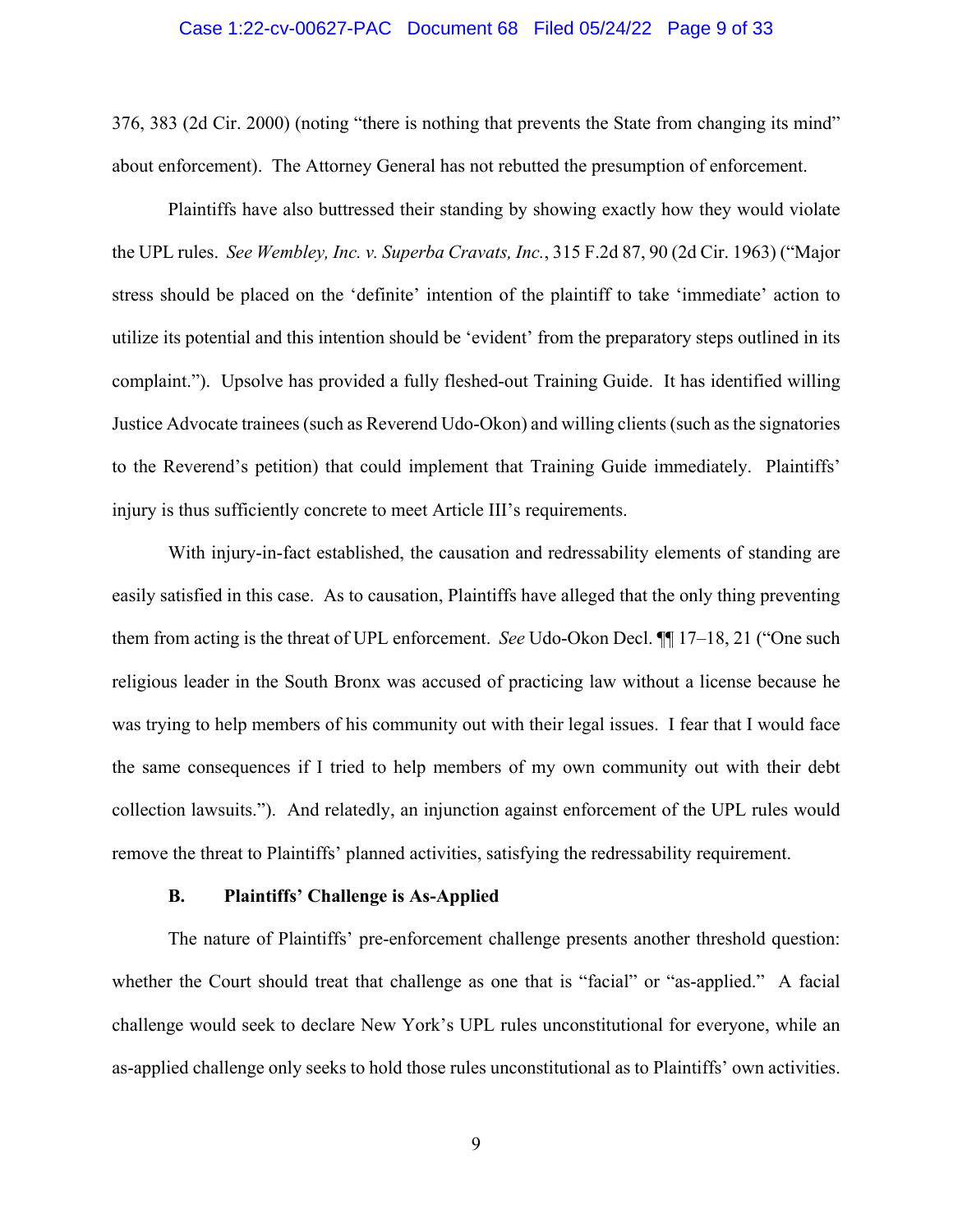376, 383 (2d Cir. 2000) (noting "there is nothing that prevents the State from changing its mind" about enforcement). The Attorney General has not rebutted the presumption of enforcement.

Plaintiffs have also buttressed their standing by showing exactly how they would violate the UPL rules. *See Wembley, Inc. v. Superba Cravats, Inc.*, 315 F.2d 87, 90 (2d Cir. 1963) ("Major stress should be placed on the 'definite' intention of the plaintiff to take 'immediate' action to utilize its potential and this intention should be 'evident' from the preparatory steps outlined in its complaint."). Upsolve has provided a fully fleshed-out Training Guide. It has identified willing Justice Advocate trainees (such as Reverend Udo-Okon) and willing clients (such as the signatories to the Reverend's petition) that could implement that Training Guide immediately. Plaintiffs' injury is thus sufficiently concrete to meet Article III's requirements.

With injury-in-fact established, the causation and redressability elements of standing are easily satisfied in this case. As to causation, Plaintiffs have alleged that the only thing preventing them from acting is the threat of UPL enforcement. *See* Udo-Okon Decl. ¶¶ 17–18, 21 ("One such religious leader in the South Bronx was accused of practicing law without a license because he was trying to help members of his community out with their legal issues. I fear that I would face the same consequences if I tried to help members of my own community out with their debt collection lawsuits."). And relatedly, an injunction against enforcement of the UPL rules would remove the threat to Plaintiffs' planned activities, satisfying the redressability requirement.

### B. Plaintiffs' Challenge is As-Applied

The nature of Plaintiffs' pre-enforcement challenge presents another threshold question: whether the Court should treat that challenge as one that is "facial" or "as-applied." A facial challenge would seek to declare New York's UPL rules unconstitutional for everyone, while an as-applied challenge only seeks to hold those rules unconstitutional as to Plaintiffs' own activities.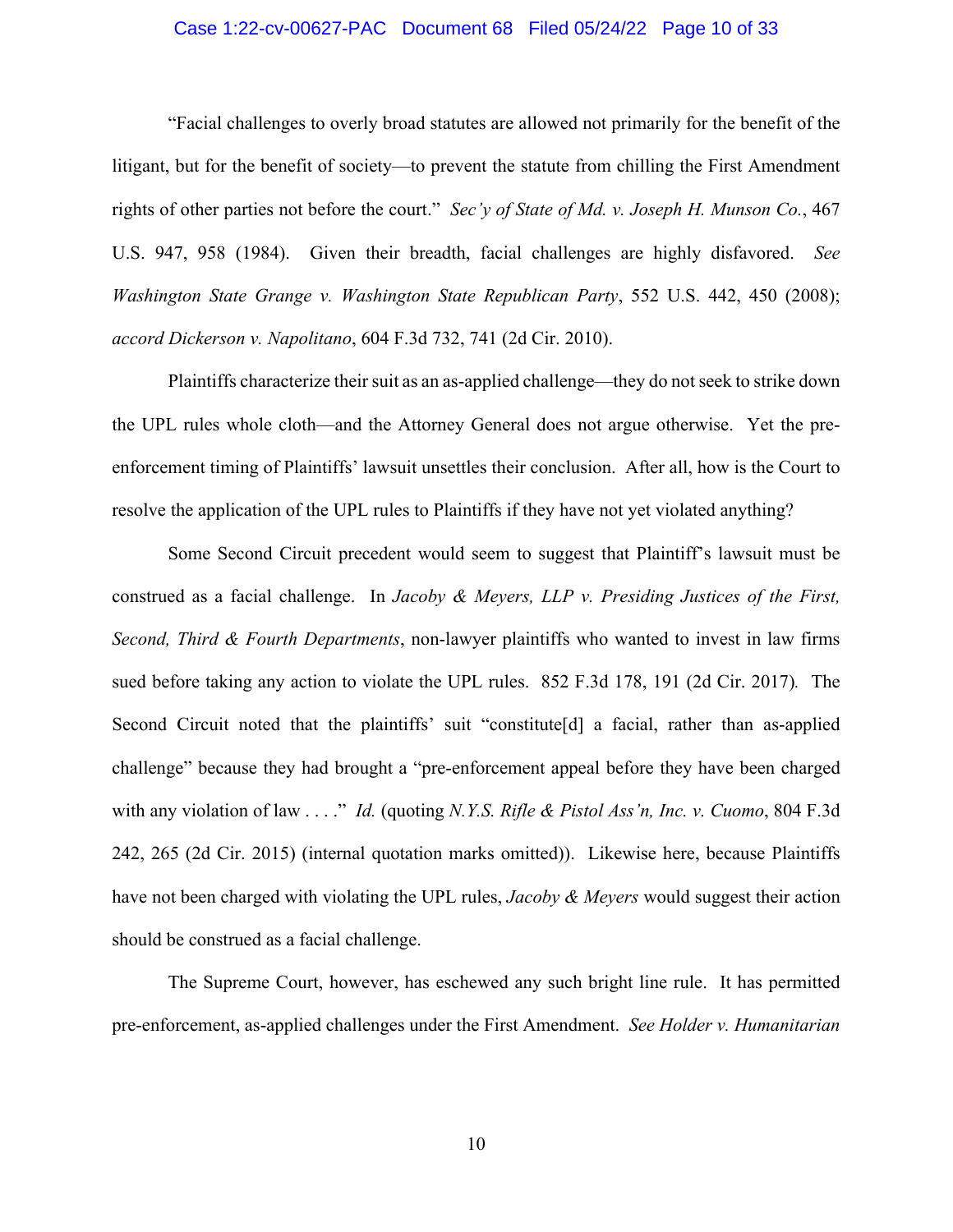"Facial challenges to overly broad statutes are allowed not primarily for the benefit of the litigant, but for the benefit of society—to prevent the statute from chilling the First Amendment rights of other parties not before the court." *Sec'y of State of Md. v. Joseph H. Munson Co.*, 467 U.S. 947, 958 (1984). Given their breadth, facial challenges are highly disfavored. *See Washington State Grange v. Washington State Republican Party*, 552 U.S. 442, 450 (2008); *accord Dickerson v. Napolitano*, 604 F.3d 732, 741 (2d Cir. 2010).

Plaintiffs characterize their suit as an as-applied challenge—they do not seek to strike down the UPL rules whole cloth—and the Attorney General does not argue otherwise. Yet the pre-enforcement timing of Plaintiffs' lawsuit unsettles their conclusion. After all, how is the Court to resolve the application of the UPL rules to Plaintiffs if they have not yet violated anything?

Some Second Circuit precedent would seem to suggest that Plaintiff's lawsuit must be construed as a facial challenge. In *Jacoby & Meyers, LLP v. Presiding Justices of the First, Second, Third & Fourth Departments*, non-lawyer plaintiffs who wanted to invest in law firms sued before taking any action to violate the UPL rules. 852 F.3d 178, 191 (2d Cir. 2017). The Second Circuit noted that the plaintiffs' suit "constitute[d] a facial, rather than as-applied challenge" because they had brought a "pre-enforcement appeal before they have been charged with any violation of law . . . ." *Id.* (quoting *N.Y.S. Rifle & Pistol Ass'n, Inc. v. Cuomo*, 804 F.3d 242, 265 (2d Cir. 2015) (internal quotation marks omitted)). Likewise here, because Plaintiffs have not been charged with violating the UPL rules, *Jacoby & Meyers* would suggest their action should be construed as a facial challenge.

The Supreme Court, however, has eschewed any such bright line rule. It has permitted pre-enforcement, as-applied challenges under the First Amendment. *See Holder v. Humanitarian*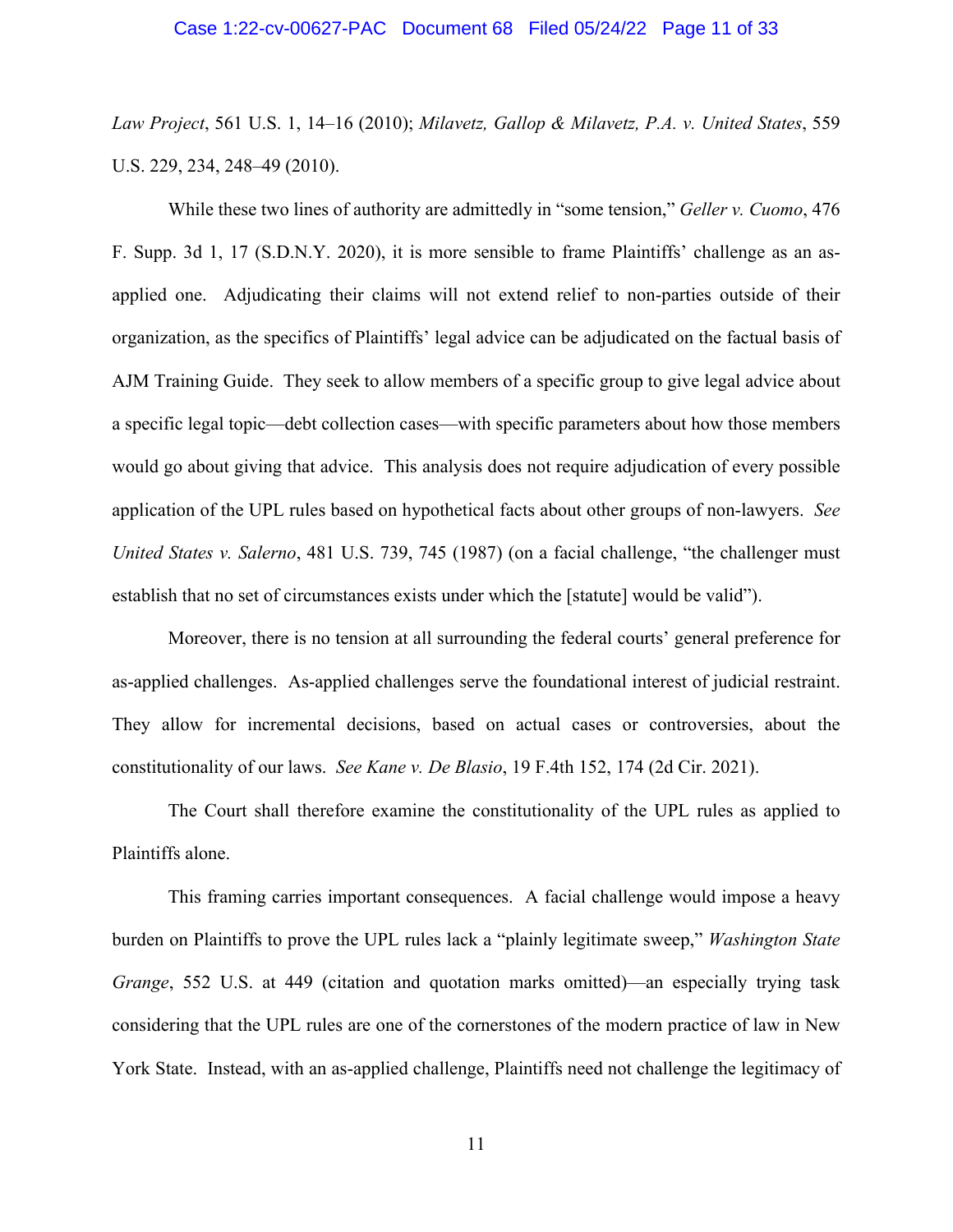*Law Project*, 561 U.S. 1, 14–16 (2010); *Milavetz, Gallop & Milavetz, P.A. v. United States*, 559 U.S. 229, 234, 248–49 (2010).

While these two lines of authority are admittedly in "some tension," *Geller v. Cuomo*, 476 F. Supp. 3d 1, 17 (S.D.N.Y. 2020), it is more sensible to frame Plaintiffs' challenge as an as-applied one. Adjudicating their claims will not extend relief to non-parties outside of their organization, as the specifics of Plaintiffs' legal advice can be adjudicated on the factual basis of AJM Training Guide. They seek to allow members of a specific group to give legal advice about a specific legal topic—debt collection cases—with specific parameters about how those members would go about giving that advice. This analysis does not require adjudication of every possible application of the UPL rules based on hypothetical facts about other groups of non-lawyers. *See United States v. Salerno*, 481 U.S. 739, 745 (1987) (on a facial challenge, "the challenger must establish that no set of circumstances exists under which the [statute] would be valid").

Moreover, there is no tension at all surrounding the federal courts' general preference for as-applied challenges. As-applied challenges serve the foundational interest of judicial restraint. They allow for incremental decisions, based on actual cases or controversies, about the constitutionality of our laws. *See Kane v. De Blasio*, 19 F.4th 152, 174 (2d Cir. 2021).

The Court shall therefore examine the constitutionality of the UPL rules as applied to Plaintiffs alone.

This framing carries important consequences. A facial challenge would impose a heavy burden on Plaintiffs to prove the UPL rules lack a "plainly legitimate sweep," *Washington State Grange*, 552 U.S. at 449 (citation and quotation marks omitted)—an especially trying task considering that the UPL rules are one of the cornerstones of the modern practice of law in New York State. Instead, with an as-applied challenge, Plaintiffs need not challenge the legitimacy of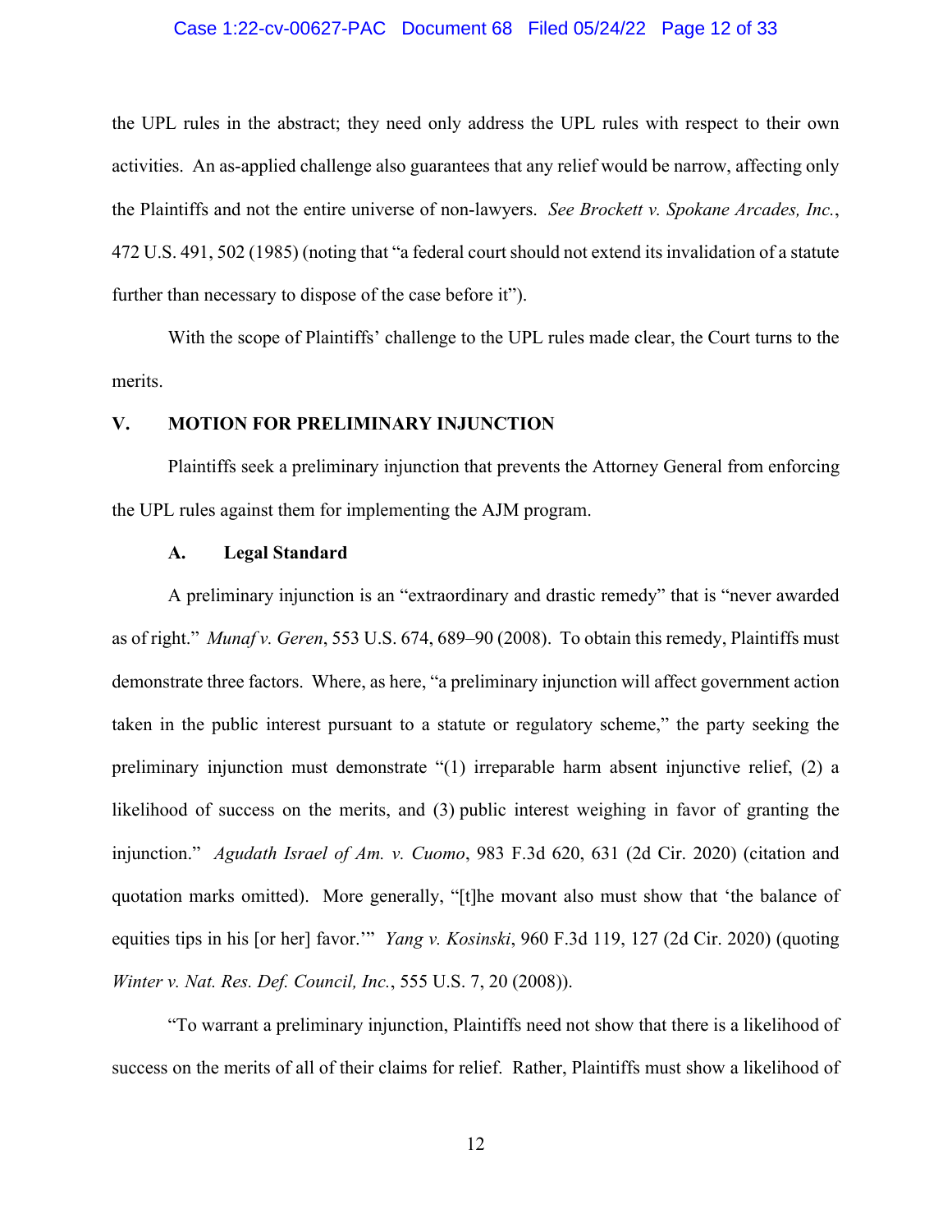the UPL rules in the abstract; they need only address the UPL rules with respect to their own activities. An as-applied challenge also guarantees that any relief would be narrow, affecting only the Plaintiffs and not the entire universe of non-lawyers. *See Brockett v. Spokane Arcades, Inc.*, 472 U.S. 491, 502 (1985) (noting that "a federal court should not extend its invalidation of a statute further than necessary to dispose of the case before it").

With the scope of Plaintiffs' challenge to the UPL rules made clear, the Court turns to the merits.

## V. MOTION FOR PRELIMINARY INJUNCTION

Plaintiffs seek a preliminary injunction that prevents the Attorney General from enforcing the UPL rules against them for implementing the AJM program.

### A. Legal Standard

A preliminary injunction is an "extraordinary and drastic remedy" that is "never awarded as of right." *Munaf v. Geren*, 553 U.S. 674, 689–90 (2008). To obtain this remedy, Plaintiffs must demonstrate three factors. Where, as here, "a preliminary injunction will affect government action taken in the public interest pursuant to a statute or regulatory scheme," the party seeking the preliminary injunction must demonstrate "(1) irreparable harm absent injunctive relief, (2) a likelihood of success on the merits, and (3) public interest weighing in favor of granting the injunction." *Agudath Israel of Am. v. Cuomo*, 983 F.3d 620, 631 (2d Cir. 2020) (citation and quotation marks omitted). More generally, "[t]he movant also must show that 'the balance of equities tips in his [or her] favor.'" *Yang v. Kosinski*, 960 F.3d 119, 127 (2d Cir. 2020) (quoting *Winter v. Nat. Res. Def. Council, Inc.*, 555 U.S. 7, 20 (2008)).

"To warrant a preliminary injunction, Plaintiffs need not show that there is a likelihood of success on the merits of all of their claims for relief. Rather, Plaintiffs must show a likelihood of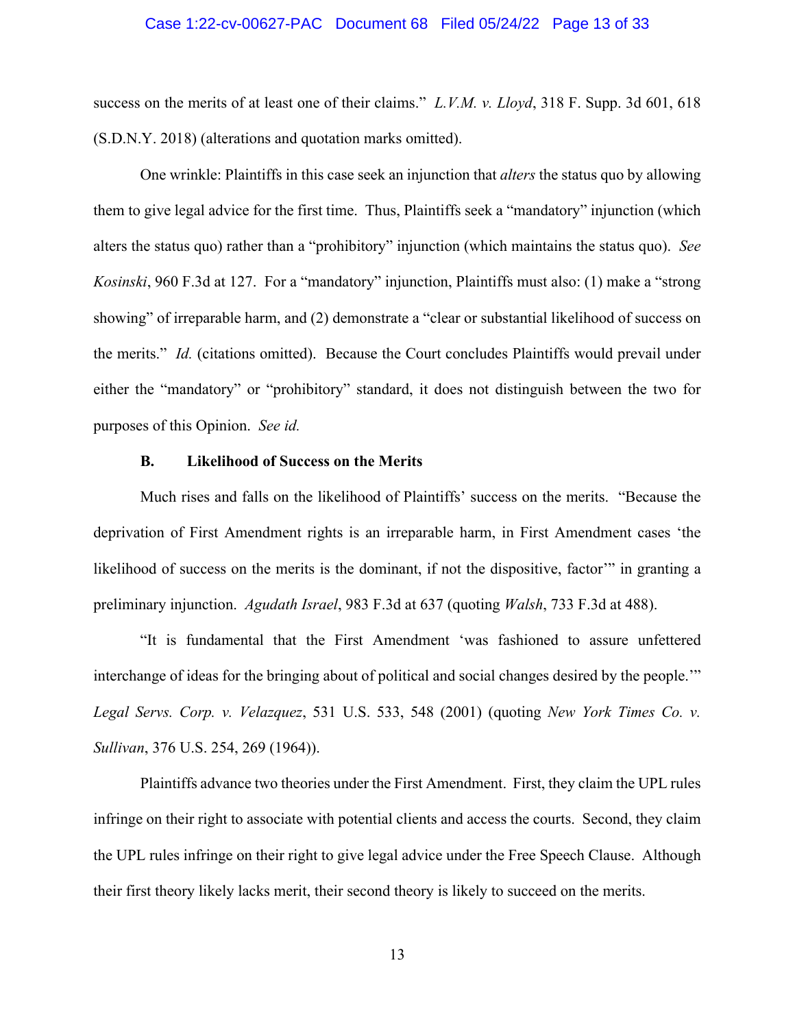success on the merits of at least one of their claims." *L.V.M. v. Lloyd*, 318 F. Supp. 3d 601, 618 (S.D.N.Y. 2018) (alterations and quotation marks omitted).

One wrinkle: Plaintiffs in this case seek an injunction that *alters* the status quo by allowing them to give legal advice for the first time. Thus, Plaintiffs seek a "mandatory" injunction (which alters the status quo) rather than a "prohibitory" injunction (which maintains the status quo). *See Kosinski*, 960 F.3d at 127. For a "mandatory" injunction, Plaintiffs must also: (1) make a "strong showing" of irreparable harm, and (2) demonstrate a "clear or substantial likelihood of success on the merits." *Id.* (citations omitted). Because the Court concludes Plaintiffs would prevail under either the "mandatory" or "prohibitory" standard, it does not distinguish between the two for purposes of this Opinion. *See id.*

### B. Likelihood of Success on the Merits

Much rises and falls on the likelihood of Plaintiffs' success on the merits. "Because the deprivation of First Amendment rights is an irreparable harm, in First Amendment cases 'the likelihood of success on the merits is the dominant, if not the dispositive, factor'" in granting a preliminary injunction. *Agudath Israel*, 983 F.3d at 637 (quoting *Walsh*, 733 F.3d at 488).

"It is fundamental that the First Amendment 'was fashioned to assure unfettered interchange of ideas for the bringing about of political and social changes desired by the people.'" *Legal Servs. Corp. v. Velazquez*, 531 U.S. 533, 548 (2001) (quoting *New York Times Co. v. Sullivan*, 376 U.S. 254, 269 (1964)).

Plaintiffs advance two theories under the First Amendment. First, they claim the UPL rules infringe on their right to associate with potential clients and access the courts. Second, they claim the UPL rules infringe on their right to give legal advice under the Free Speech Clause. Although their first theory likely lacks merit, their second theory is likely to succeed on the merits.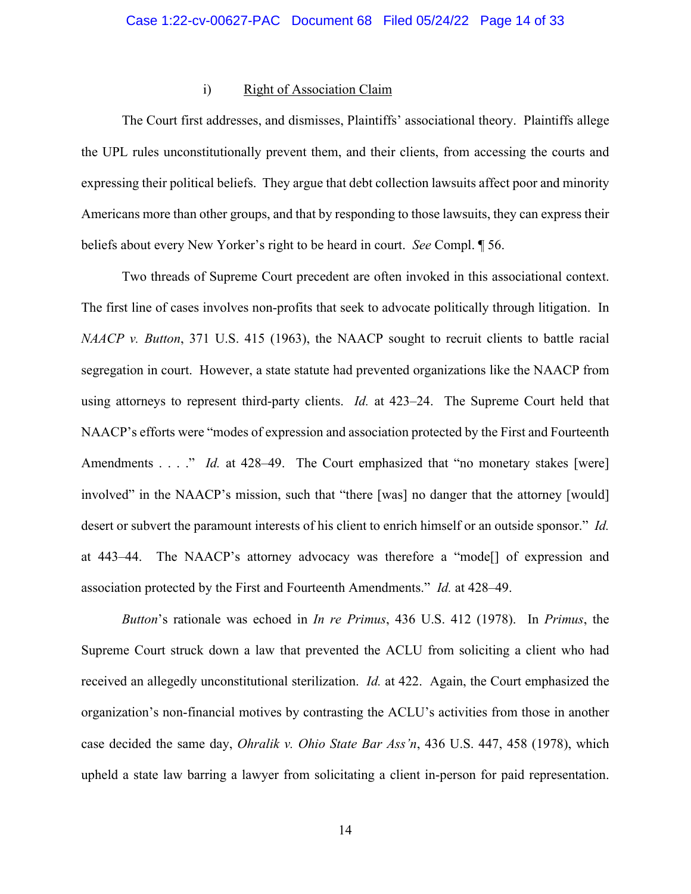#### i) Right of Association Claim

The Court first addresses, and dismisses, Plaintiffs' associational theory. Plaintiffs allege the UPL rules unconstitutionally prevent them, and their clients, from accessing the courts and expressing their political beliefs. They argue that debt collection lawsuits affect poor and minority Americans more than other groups, and that by responding to those lawsuits, they can express their beliefs about every New Yorker's right to be heard in court. *See* Compl. ¶ 56.

Two threads of Supreme Court precedent are often invoked in this associational context. The first line of cases involves non-profits that seek to advocate politically through litigation. In *NAACP v. Button*, 371 U.S. 415 (1963), the NAACP sought to recruit clients to battle racial segregation in court. However, a state statute had prevented organizations like the NAACP from using attorneys to represent third-party clients. *Id.* at 423–24. The Supreme Court held that NAACP's efforts were "modes of expression and association protected by the First and Fourteenth Amendments . . . ." *Id.* at 428–49. The Court emphasized that "no monetary stakes [were] involved" in the NAACP's mission, such that "there [was] no danger that the attorney [would] desert or subvert the paramount interests of his client to enrich himself or an outside sponsor." *Id.* at 443–44. The NAACP's attorney advocacy was therefore a "mode[] of expression and association protected by the First and Fourteenth Amendments." *Id.* at 428–49.

*Button*'s rationale was echoed in *In re Primus*, 436 U.S. 412 (1978). In *Primus*, the Supreme Court struck down a law that prevented the ACLU from soliciting a client who had received an allegedly unconstitutional sterilization. *Id.* at 422. Again, the Court emphasized the organization's non-financial motives by contrasting the ACLU's activities from those in another case decided the same day, *Ohralik v. Ohio State Bar Ass'n*, 436 U.S. 447, 458 (1978), which upheld a state law barring a lawyer from solicitating a client in-person for paid representation.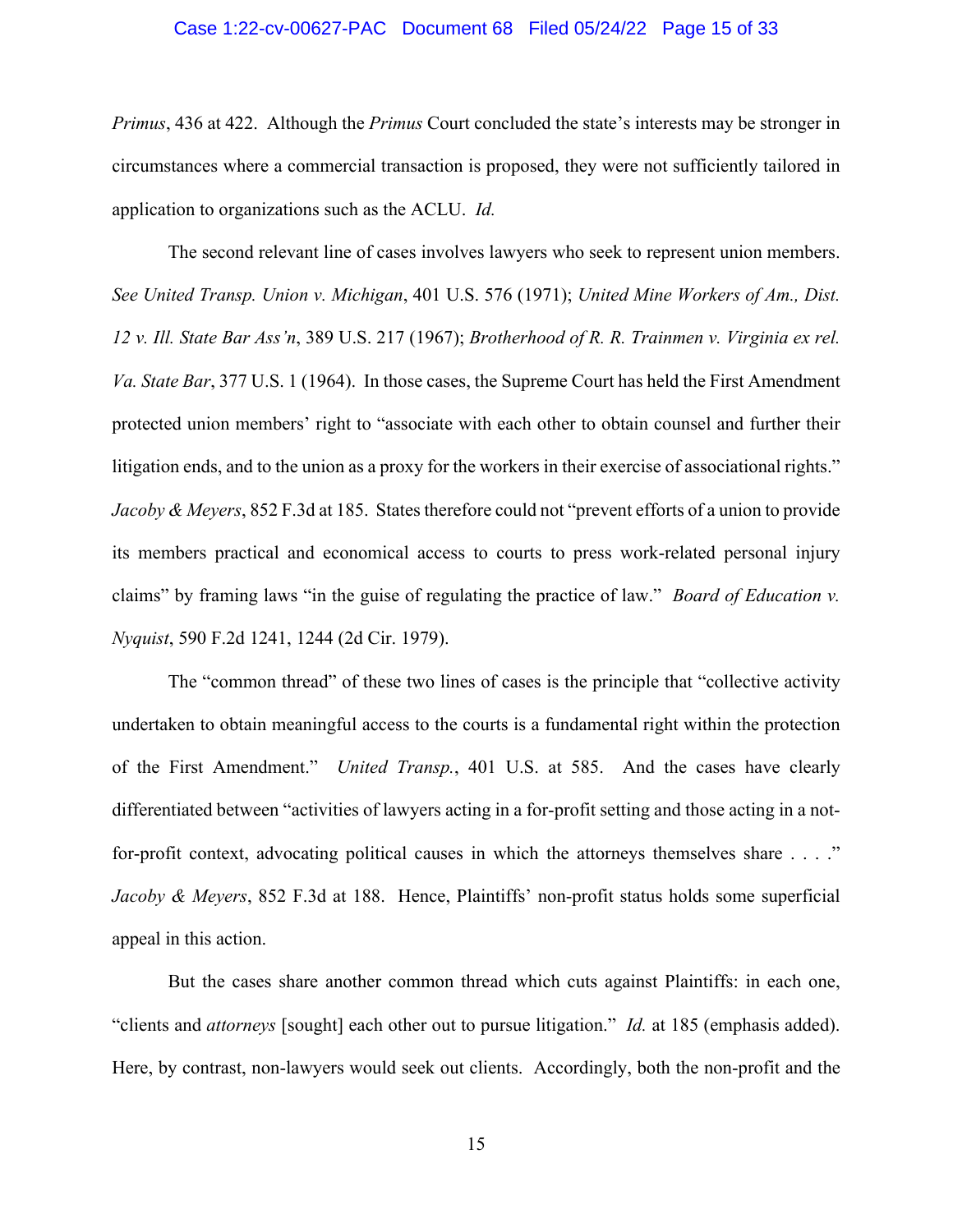*Primus*, 436 at 422. Although the *Primus* Court concluded the state's interests may be stronger in circumstances where a commercial transaction is proposed, they were not sufficiently tailored in application to organizations such as the ACLU. *Id.*

The second relevant line of cases involves lawyers who seek to represent union members. *See United Transp. Union v. Michigan*, 401 U.S. 576 (1971); *United Mine Workers of Am., Dist. 12 v. Ill. State Bar Ass'n*, 389 U.S. 217 (1967); *Brotherhood of R. R. Trainmen v. Virginia ex rel. Va. State Bar*, 377 U.S. 1 (1964). In those cases, the Supreme Court has held the First Amendment protected union members' right to "associate with each other to obtain counsel and further their litigation ends, and to the union as a proxy for the workers in their exercise of associational rights." *Jacoby & Meyers*, 852 F.3d at 185. States therefore could not "prevent efforts of a union to provide its members practical and economical access to courts to press work-related personal injury claims" by framing laws "in the guise of regulating the practice of law." *Board of Education v. Nyquist*, 590 F.2d 1241, 1244 (2d Cir. 1979).

The "common thread" of these two lines of cases is the principle that "collective activity undertaken to obtain meaningful access to the courts is a fundamental right within the protection of the First Amendment." *United Transp.*, 401 U.S. at 585. And the cases have clearly differentiated between "activities of lawyers acting in a for-profit setting and those acting in a not-for-profit context, advocating political causes in which the attorneys themselves share . . . ." *Jacoby & Meyers*, 852 F.3d at 188. Hence, Plaintiffs' non-profit status holds some superficial appeal in this action.

But the cases share another common thread which cuts against Plaintiffs: in each one, "clients and *attorneys* [sought] each other out to pursue litigation." *Id.* at 185 (emphasis added). Here, by contrast, non-lawyers would seek out clients. Accordingly, both the non-profit and the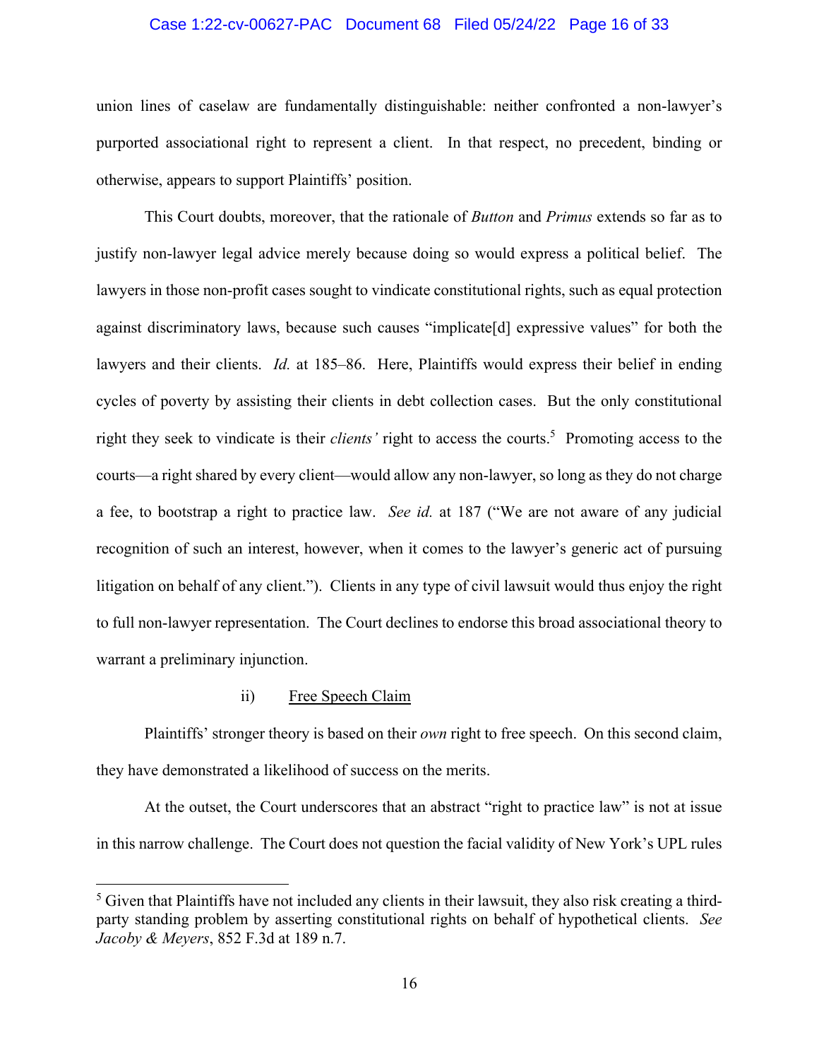union lines of caselaw are fundamentally distinguishable: neither confronted a non-lawyer's purported associational right to represent a client. In that respect, no precedent, binding or otherwise, appears to support Plaintiffs' position.

This Court doubts, moreover, that the rationale of *Button* and *Primus* extends so far as to justify non-lawyer legal advice merely because doing so would express a political belief. The lawyers in those non-profit cases sought to vindicate constitutional rights, such as equal protection against discriminatory laws, because such causes "implicate[d] expressive values" for both the lawyers and their clients. *Id.* at 185–86. Here, Plaintiffs would express their belief in ending cycles of poverty by assisting their clients in debt collection cases. But the only constitutional right they seek to vindicate is their *clients'* right to access the courts.[5] Promoting access to the courts—a right shared by every client—would allow any non-lawyer, so long as they do not charge a fee, to bootstrap a right to practice law. *See id.* at 187 ("We are not aware of any judicial recognition of such an interest, however, when it comes to the lawyer's generic act of pursuing litigation on behalf of any client."). Clients in any type of civil lawsuit would thus enjoy the right to full non-lawyer representation. The Court declines to endorse this broad associational theory to warrant a preliminary injunction.

ii) Free Speech Claim

Plaintiffs' stronger theory is based on their *own* right to free speech. On this second claim, they have demonstrated a likelihood of success on the merits.

At the outset, the Court underscores that an abstract "right to practice law" is not at issue in this narrow challenge. The Court does not question the facial validity of New York's UPL rules

[5] Given that Plaintiffs have not included any clients in their lawsuit, they also risk creating a third-party standing problem by asserting constitutional rights on behalf of hypothetical clients. *See Jacoby & Meyers*, 852 F.3d at 189 n.7.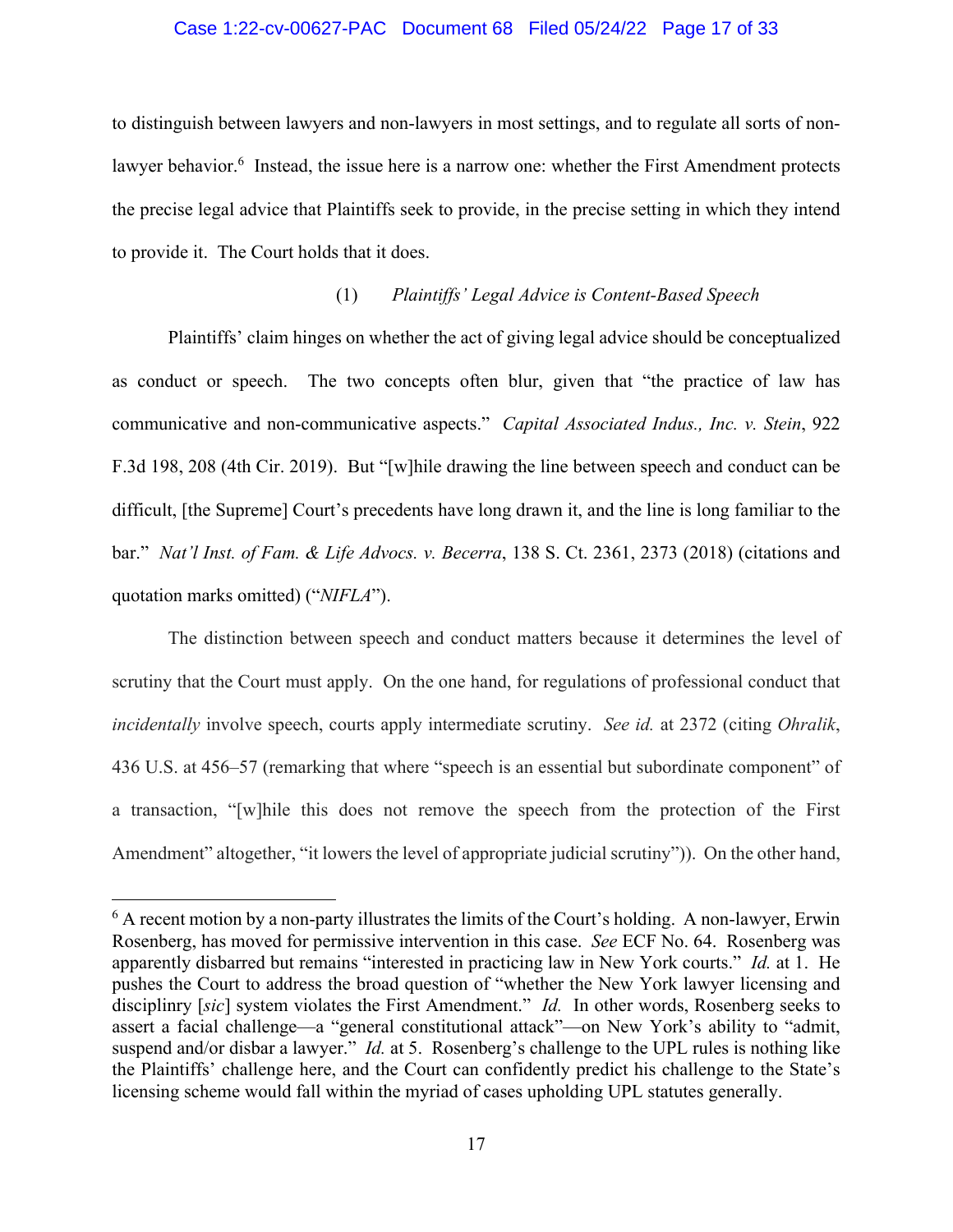to distinguish between lawyers and non-lawyers in most settings, and to regulate all sorts of non-lawyer behavior.[6] Instead, the issue here is a narrow one: whether the First Amendment protects the precise legal advice that Plaintiffs seek to provide, in the precise setting in which they intend to provide it. The Court holds that it does.

(1) *Plaintiffs' Legal Advice is Content-Based Speech*

Plaintiffs' claim hinges on whether the act of giving legal advice should be conceptualized as conduct or speech. The two concepts often blur, given that "the practice of law has communicative and non-communicative aspects." *Capital Associated Indus., Inc. v. Stein*, 922 F.3d 198, 208 (4th Cir. 2019). But "[w]hile drawing the line between speech and conduct can be difficult, [the Supreme] Court's precedents have long drawn it, and the line is long familiar to the bar." *Nat'l Inst. of Fam. & Life Advocs. v. Becerra*, 138 S. Ct. 2361, 2373 (2018) (citations and quotation marks omitted) ("*NIFLA*").

The distinction between speech and conduct matters because it determines the level of scrutiny that the Court must apply. On the one hand, for regulations of professional conduct that *incidentally* involve speech, courts apply intermediate scrutiny. *See id.* at 2372 (citing *Ohralik*, 436 U.S. at 456–57 (remarking that where "speech is an essential but subordinate component" of a transaction, "[w]hile this does not remove the speech from the protection of the First Amendment" altogether, "it lowers the level of appropriate judicial scrutiny")). On the other hand,

---

[6] A recent motion by a non-party illustrates the limits of the Court's holding. A non-lawyer, Erwin Rosenberg, has moved for permissive intervention in this case. *See* ECF No. 64. Rosenberg was apparently disbarred but remains "interested in practicing law in New York courts." *Id.* at 1. He pushes the Court to address the broad question of "whether the New York lawyer licensing and disciplinry [*sic*] system violates the First Amendment." *Id.* In other words, Rosenberg seeks to assert a facial challenge—a "general constitutional attack"—on New York's ability to "admit, suspend and/or disbar a lawyer." *Id.* at 5. Rosenberg's challenge to the UPL rules is nothing like the Plaintiffs' challenge here, and the Court can confidently predict his challenge to the State's licensing scheme would fall within the myriad of cases upholding UPL statutes generally.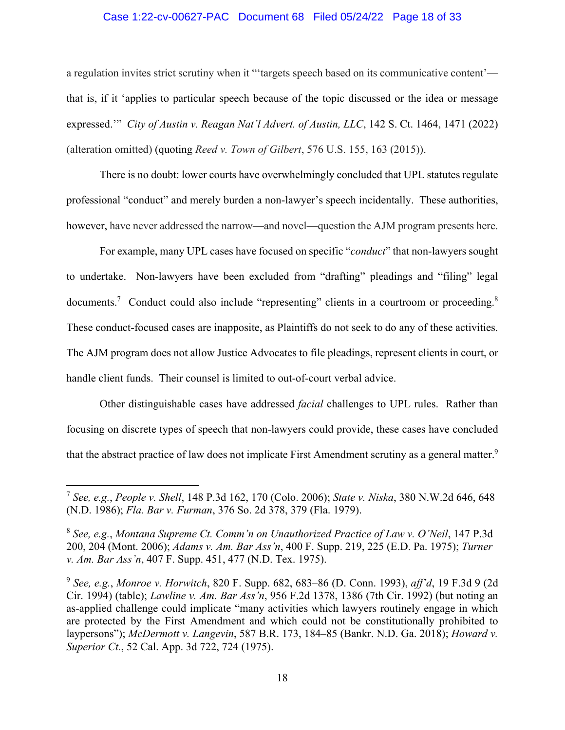a regulation invites strict scrutiny when it "'targets speech based on its communicative content'—that is, if it 'applies to particular speech because of the topic discussed or the idea or message expressed.'" *City of Austin v. Reagan Nat'l Advert. of Austin, LLC*, 142 S. Ct. 1464, 1471 (2022) (alteration omitted) (quoting *Reed v. Town of Gilbert*, 576 U.S. 155, 163 (2015)).

There is no doubt: lower courts have overwhelmingly concluded that UPL statutes regulate professional "conduct" and merely burden a non-lawyer's speech incidentally. These authorities, however, have never addressed the narrow—and novel—question the AJM program presents here.

For example, many UPL cases have focused on specific "*conduct*" that non-lawyers sought to undertake. Non-lawyers have been excluded from "drafting" pleadings and "filing" legal documents.[7] Conduct could also include "representing" clients in a courtroom or proceeding.[8] These conduct-focused cases are inapposite, as Plaintiffs do not seek to do any of these activities. The AJM program does not allow Justice Advocates to file pleadings, represent clients in court, or handle client funds. Their counsel is limited to out-of-court verbal advice.

Other distinguishable cases have addressed *facial* challenges to UPL rules. Rather than focusing on discrete types of speech that non-lawyers could provide, these cases have concluded that the abstract practice of law does not implicate First Amendment scrutiny as a general matter.[9]

---

[7] *See, e.g.*, *People v. Shell*, 148 P.3d 162, 170 (Colo. 2006); *State v. Niska*, 380 N.W.2d 646, 648 (N.D. 1986); *Fla. Bar v. Furman*, 376 So. 2d 378, 379 (Fla. 1979).

[8] *See, e.g.*, *Montana Supreme Ct. Comm'n on Unauthorized Practice of Law v. O'Neil*, 147 P.3d 200, 204 (Mont. 2006); *Adams v. Am. Bar Ass'n*, 400 F. Supp. 219, 225 (E.D. Pa. 1975); *Turner v. Am. Bar Ass'n*, 407 F. Supp. 451, 477 (N.D. Tex. 1975).

[9] *See, e.g.*, *Monroe v. Horwitch*, 820 F. Supp. 682, 683–86 (D. Conn. 1993), *aff'd*, 19 F.3d 9 (2d Cir. 1994) (table); *Lawline v. Am. Bar Ass'n*, 956 F.2d 1378, 1386 (7th Cir. 1992) (but noting an as-applied challenge could implicate "many activities which lawyers routinely engage in which are protected by the First Amendment and which could not be constitutionally prohibited to laypersons"); *McDermott v. Langevin*, 587 B.R. 173, 184–85 (Bankr. N.D. Ga. 2018); *Howard v. Superior Ct.*, 52 Cal. App. 3d 722, 724 (1975).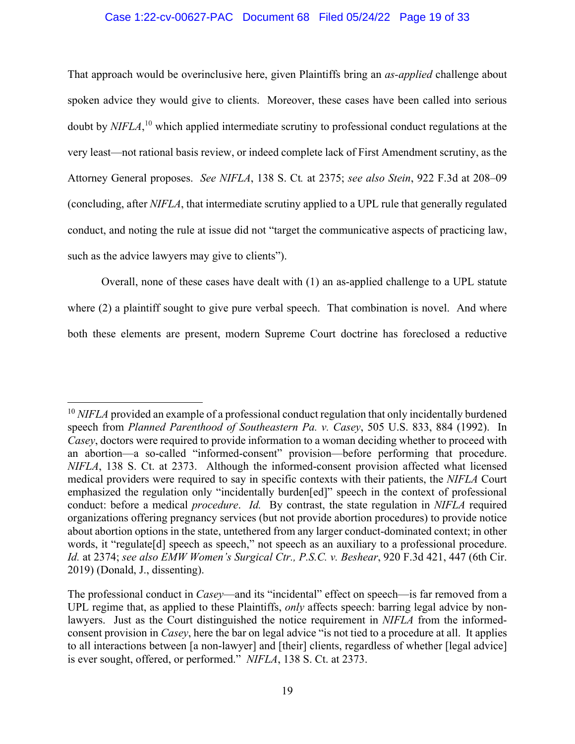That approach would be overinclusive here, given Plaintiffs bring an *as-applied* challenge about spoken advice they would give to clients. Moreover, these cases have been called into serious doubt by *NIFLA*,[10] which applied intermediate scrutiny to professional conduct regulations at the very least—not rational basis review, or indeed complete lack of First Amendment scrutiny, as the Attorney General proposes. *See NIFLA*, 138 S. Ct. at 2375; *see also Stein*, 922 F.3d at 208–09 (concluding, after *NIFLA*, that intermediate scrutiny applied to a UPL rule that generally regulated conduct, and noting the rule at issue did not "target the communicative aspects of practicing law, such as the advice lawyers may give to clients").

Overall, none of these cases have dealt with (1) an as-applied challenge to a UPL statute where (2) a plaintiff sought to give pure verbal speech. That combination is novel. And where both these elements are present, modern Supreme Court doctrine has foreclosed a reductive

---

[10] *NIFLA* provided an example of a professional conduct regulation that only incidentally burdened speech from *Planned Parenthood of Southeastern Pa. v. Casey*, 505 U.S. 833, 884 (1992). In *Casey*, doctors were required to provide information to a woman deciding whether to proceed with an abortion—a so-called "informed-consent" provision—before performing that procedure. *NIFLA*, 138 S. Ct. at 2373. Although the informed-consent provision affected what licensed medical providers were required to say in specific contexts with their patients, the *NIFLA* Court emphasized the regulation only "incidentally burden[ed]" speech in the context of professional conduct: before a medical *procedure*. *Id.* By contrast, the state regulation in *NIFLA* required organizations offering pregnancy services (but not provide abortion procedures) to provide notice about abortion options in the state, untethered from any larger conduct-dominated context; in other words, it "regulate[d] speech as speech," not speech as an auxiliary to a professional procedure. *Id.* at 2374; *see also EMW Women's Surgical Ctr., P.S.C. v. Beshear*, 920 F.3d 421, 447 (6th Cir. 2019) (Donald, J., dissenting).

The professional conduct in *Casey*—and its "incidental" effect on speech—is far removed from a UPL regime that, as applied to these Plaintiffs, *only* affects speech: barring legal advice by non-lawyers. Just as the Court distinguished the notice requirement in *NIFLA* from the informed-consent provision in *Casey*, here the bar on legal advice "is not tied to a procedure at all. It applies to all interactions between [a non-lawyer] and [their] clients, regardless of whether [legal advice] is ever sought, offered, or performed." *NIFLA*, 138 S. Ct. at 2373.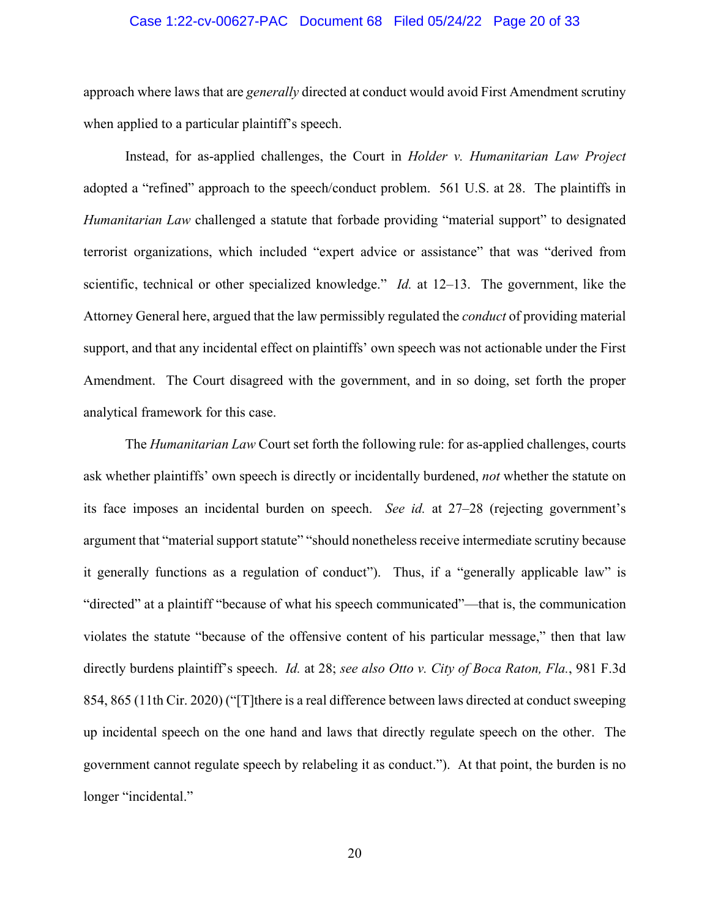approach where laws that are *generally* directed at conduct would avoid First Amendment scrutiny when applied to a particular plaintiff's speech.

Instead, for as-applied challenges, the Court in *Holder v. Humanitarian Law Project* adopted a "refined" approach to the speech/conduct problem. 561 U.S. at 28. The plaintiffs in *Humanitarian Law* challenged a statute that forbade providing "material support" to designated terrorist organizations, which included "expert advice or assistance" that was "derived from scientific, technical or other specialized knowledge." *Id.* at 12–13. The government, like the Attorney General here, argued that the law permissibly regulated the *conduct* of providing material support, and that any incidental effect on plaintiffs' own speech was not actionable under the First Amendment. The Court disagreed with the government, and in so doing, set forth the proper analytical framework for this case.

The *Humanitarian Law* Court set forth the following rule: for as-applied challenges, courts ask whether plaintiffs' own speech is directly or incidentally burdened, *not* whether the statute on its face imposes an incidental burden on speech. *See id.* at 27–28 (rejecting government's argument that "material support statute" "should nonetheless receive intermediate scrutiny because it generally functions as a regulation of conduct"). Thus, if a "generally applicable law" is "directed" at a plaintiff "because of what his speech communicated"—that is, the communication violates the statute "because of the offensive content of his particular message," then that law directly burdens plaintiff's speech. *Id.* at 28; *see also Otto v. City of Boca Raton, Fla.*, 981 F.3d 854, 865 (11th Cir. 2020) ("[T]here is a real difference between laws directed at conduct sweeping up incidental speech on the one hand and laws that directly regulate speech on the other. The government cannot regulate speech by relabeling it as conduct."). At that point, the burden is no longer "incidental."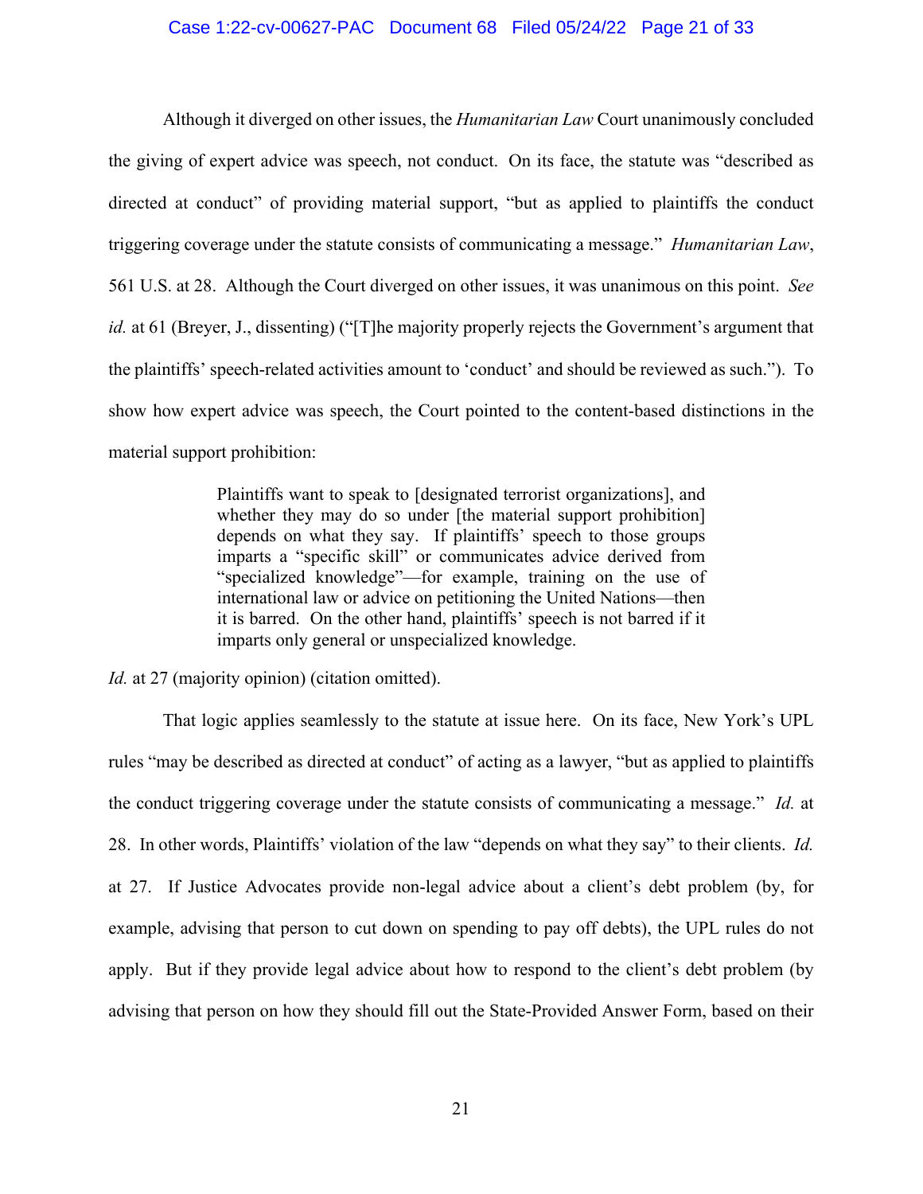Although it diverged on other issues, the *Humanitarian Law* Court unanimously concluded the giving of expert advice was speech, not conduct. On its face, the statute was "described as directed at conduct" of providing material support, "but as applied to plaintiffs the conduct triggering coverage under the statute consists of communicating a message." *Humanitarian Law*, 561 U.S. at 28. Although the Court diverged on other issues, it was unanimous on this point. *See id.* at 61 (Breyer, J., dissenting) ("[T]he majority properly rejects the Government's argument that the plaintiffs' speech-related activities amount to 'conduct' and should be reviewed as such."). To show how expert advice was speech, the Court pointed to the content-based distinctions in the material support prohibition:

> Plaintiffs want to speak to [designated terrorist organizations], and whether they may do so under [the material support prohibition] depends on what they say. If plaintiffs' speech to those groups imparts a "specific skill" or communicates advice derived from "specialized knowledge"—for example, training on the use of international law or advice on petitioning the United Nations—then it is barred. On the other hand, plaintiffs' speech is not barred if it imparts only general or unspecialized knowledge.

*Id.* at 27 (majority opinion) (citation omitted).

That logic applies seamlessly to the statute at issue here. On its face, New York's UPL rules "may be described as directed at conduct" of acting as a lawyer, "but as applied to plaintiffs the conduct triggering coverage under the statute consists of communicating a message." *Id.* at 28. In other words, Plaintiffs' violation of the law "depends on what they say" to their clients. *Id.* at 27. If Justice Advocates provide non-legal advice about a client's debt problem (by, for example, advising that person to cut down on spending to pay off debts), the UPL rules do not apply. But if they provide legal advice about how to respond to the client's debt problem (by advising that person on how they should fill out the State-Provided Answer Form, based on their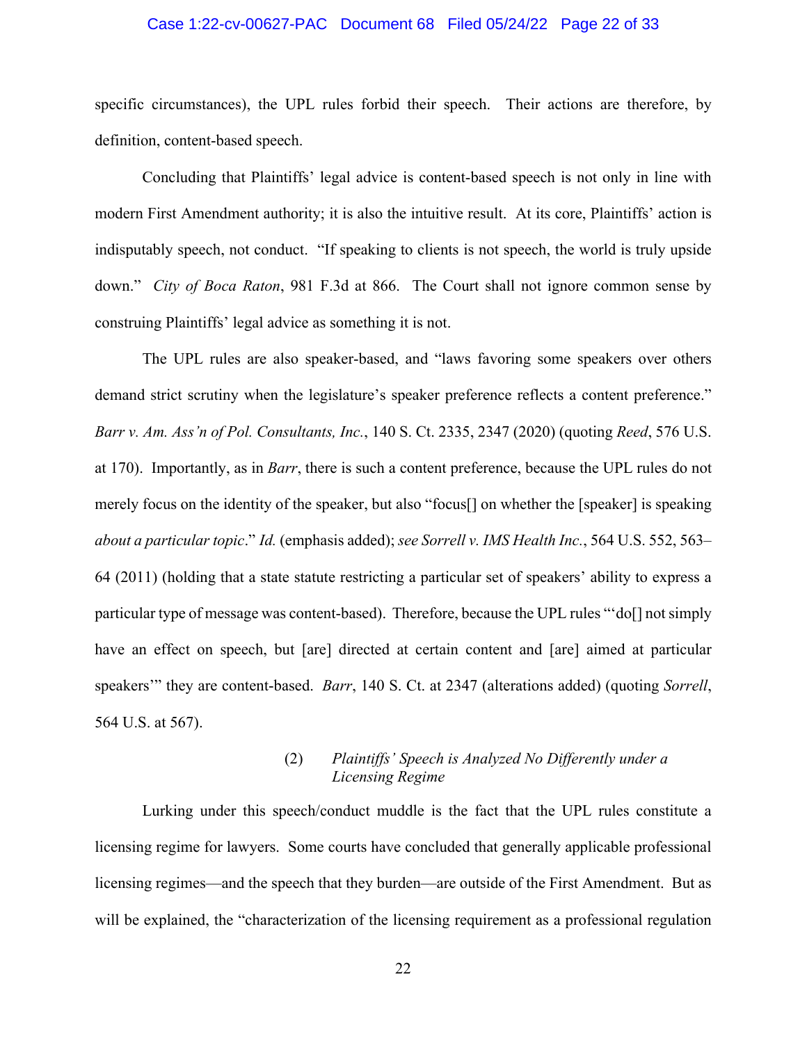specific circumstances), the UPL rules forbid their speech. Their actions are therefore, by definition, content-based speech.

Concluding that Plaintiffs' legal advice is content-based speech is not only in line with modern First Amendment authority; it is also the intuitive result. At its core, Plaintiffs' action is indisputably speech, not conduct. "If speaking to clients is not speech, the world is truly upside down." *City of Boca Raton*, 981 F.3d at 866. The Court shall not ignore common sense by construing Plaintiffs' legal advice as something it is not.

The UPL rules are also speaker-based, and "laws favoring some speakers over others demand strict scrutiny when the legislature's speaker preference reflects a content preference." *Barr v. Am. Ass'n of Pol. Consultants, Inc.*, 140 S. Ct. 2335, 2347 (2020) (quoting *Reed*, 576 U.S. at 170). Importantly, as in *Barr*, there is such a content preference, because the UPL rules do not merely focus on the identity of the speaker, but also "focus[] on whether the [speaker] is speaking *about a particular topic*." *Id.* (emphasis added); *see Sorrell v. IMS Health Inc.*, 564 U.S. 552, 563–64 (2011) (holding that a state statute restricting a particular set of speakers' ability to express a particular type of message was content-based). Therefore, because the UPL rules "'do[] not simply have an effect on speech, but [are] directed at certain content and [are] aimed at particular speakers'" they are content-based. *Barr*, 140 S. Ct. at 2347 (alterations added) (quoting *Sorrell*, 564 U.S. at 567).

#### (2) *Plaintiffs' Speech is Analyzed No Differently under a Licensing Regime*

Lurking under this speech/conduct muddle is the fact that the UPL rules constitute a licensing regime for lawyers. Some courts have concluded that generally applicable professional licensing regimes—and the speech that they burden—are outside of the First Amendment. But as will be explained, the "characterization of the licensing requirement as a professional regulation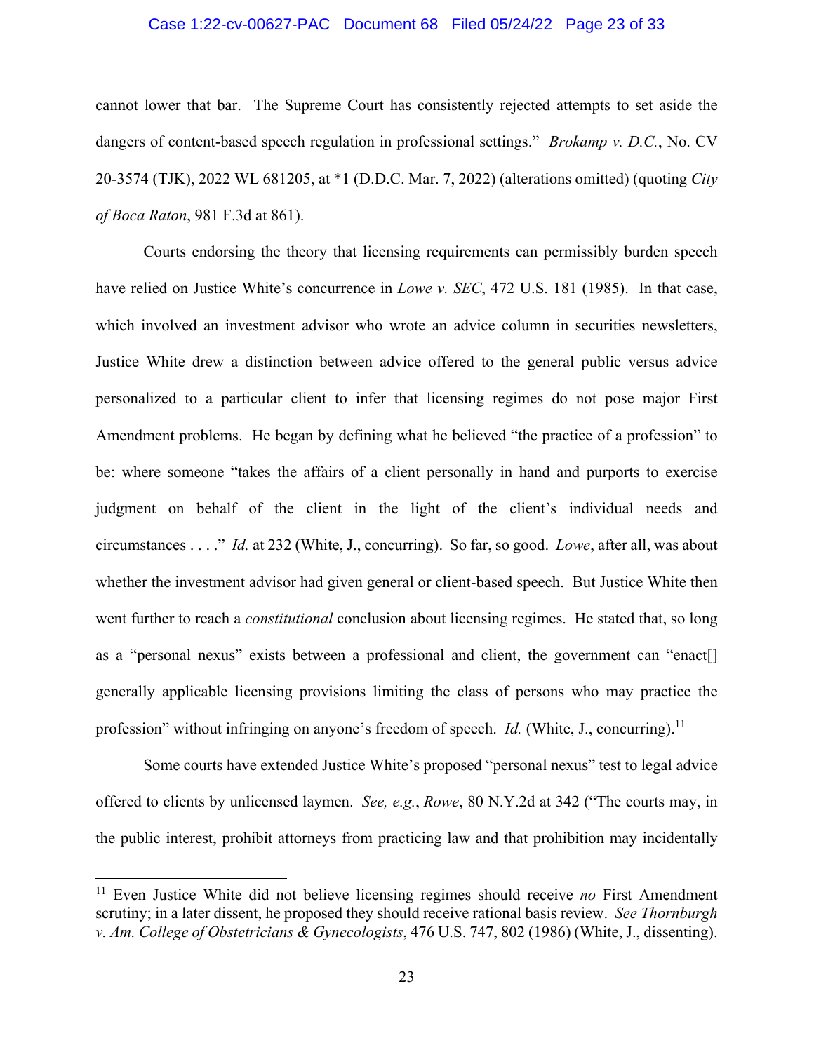cannot lower that bar. The Supreme Court has consistently rejected attempts to set aside the dangers of content-based speech regulation in professional settings." *Brokamp v. D.C.*, No. CV 20-3574 (TJK), 2022 WL 681205, at *1 (D.D.C. Mar. 7, 2022) (alterations omitted) (quoting *City of Boca Raton*, 981 F.3d at 861).

Courts endorsing the theory that licensing requirements can permissibly burden speech have relied on Justice White's concurrence in *Lowe v. SEC*, 472 U.S. 181 (1985). In that case, which involved an investment advisor who wrote an advice column in securities newsletters, Justice White drew a distinction between advice offered to the general public versus advice personalized to a particular client to infer that licensing regimes do not pose major First Amendment problems. He began by defining what he believed "the practice of a profession" to be: where someone "takes the affairs of a client personally in hand and purports to exercise judgment on behalf of the client in the light of the client's individual needs and circumstances . . . ." *Id.* at 232 (White, J., concurring). So far, so good. *Lowe*, after all, was about whether the investment advisor had given general or client-based speech. But Justice White then went further to reach a *constitutional* conclusion about licensing regimes. He stated that, so long as a "personal nexus" exists between a professional and client, the government can "enact[] generally applicable licensing provisions limiting the class of persons who may practice the profession" without infringing on anyone's freedom of speech. *Id.* (White, J., concurring).[11]

Some courts have extended Justice White's proposed "personal nexus" test to legal advice offered to clients by unlicensed laymen. *See, e.g.*, *Rowe*, 80 N.Y.2d at 342 ("The courts may, in the public interest, prohibit attorneys from practicing law and that prohibition may incidentally

---

[11] Even Justice White did not believe licensing regimes should receive *no* First Amendment scrutiny; in a later dissent, he proposed they should receive rational basis review. *See Thornburgh v. Am. College of Obstetricians & Gynecologists*, 476 U.S. 747, 802 (1986) (White, J., dissenting).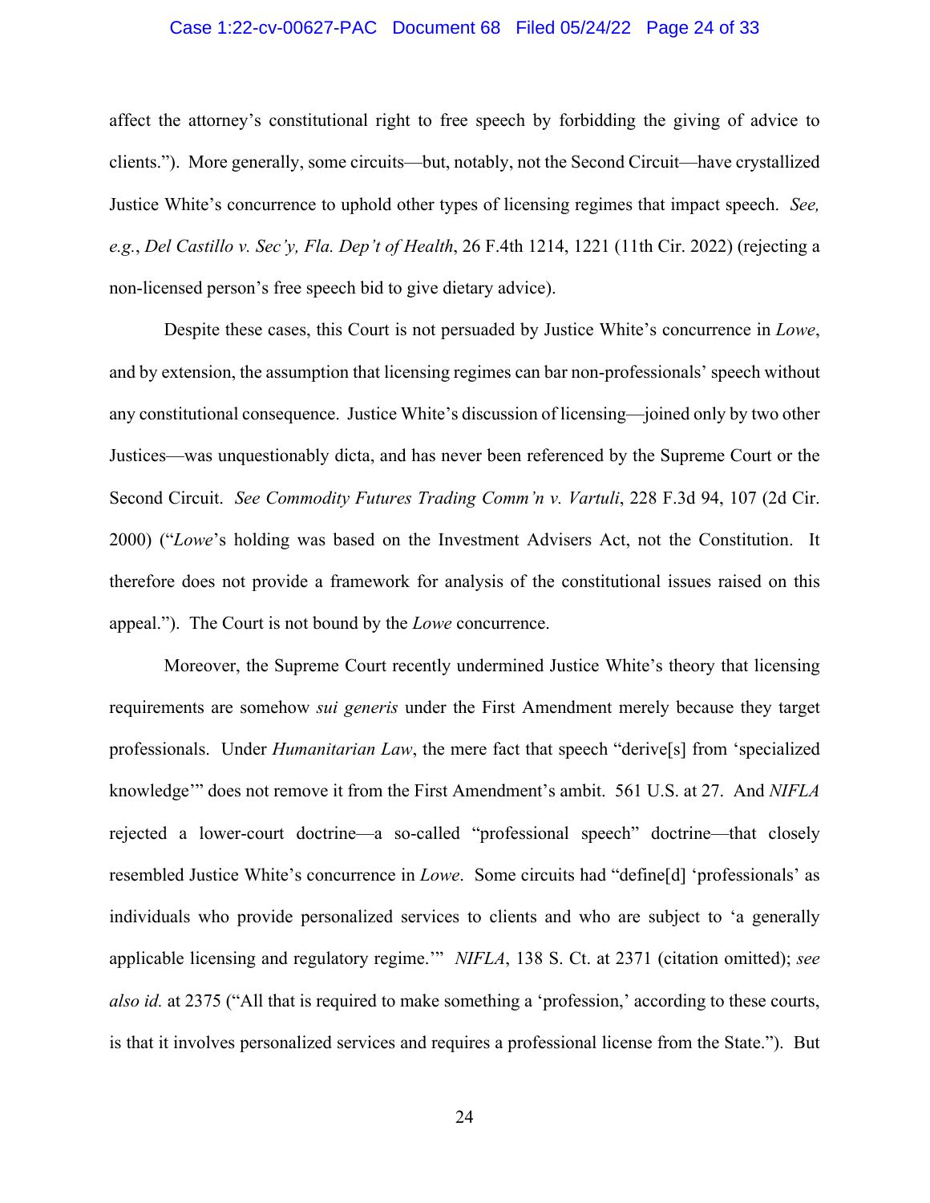affect the attorney's constitutional right to free speech by forbidding the giving of advice to clients."). More generally, some circuits—but, notably, not the Second Circuit—have crystallized Justice White's concurrence to uphold other types of licensing regimes that impact speech. *See, e.g.*, *Del Castillo v. Sec'y, Fla. Dep't of Health*, 26 F.4th 1214, 1221 (11th Cir. 2022) (rejecting a non-licensed person's free speech bid to give dietary advice).

Despite these cases, this Court is not persuaded by Justice White's concurrence in *Lowe*, and by extension, the assumption that licensing regimes can bar non-professionals' speech without any constitutional consequence. Justice White's discussion of licensing—joined only by two other Justices—was unquestionably dicta, and has never been referenced by the Supreme Court or the Second Circuit. *See Commodity Futures Trading Comm'n v. Vartuli*, 228 F.3d 94, 107 (2d Cir. 2000) ("*Lowe*'s holding was based on the Investment Advisers Act, not the Constitution. It therefore does not provide a framework for analysis of the constitutional issues raised on this appeal."). The Court is not bound by the *Lowe* concurrence.

Moreover, the Supreme Court recently undermined Justice White's theory that licensing requirements are somehow *sui generis* under the First Amendment merely because they target professionals. Under *Humanitarian Law*, the mere fact that speech "derive[s] from 'specialized knowledge'" does not remove it from the First Amendment's ambit. 561 U.S. at 27. And *NIFLA* rejected a lower-court doctrine—a so-called "professional speech" doctrine—that closely resembled Justice White's concurrence in *Lowe*. Some circuits had "define[d] 'professionals' as individuals who provide personalized services to clients and who are subject to 'a generally applicable licensing and regulatory regime.'" *NIFLA*, 138 S. Ct. at 2371 (citation omitted); *see also id.* at 2375 ("All that is required to make something a 'profession,' according to these courts, is that it involves personalized services and requires a professional license from the State."). But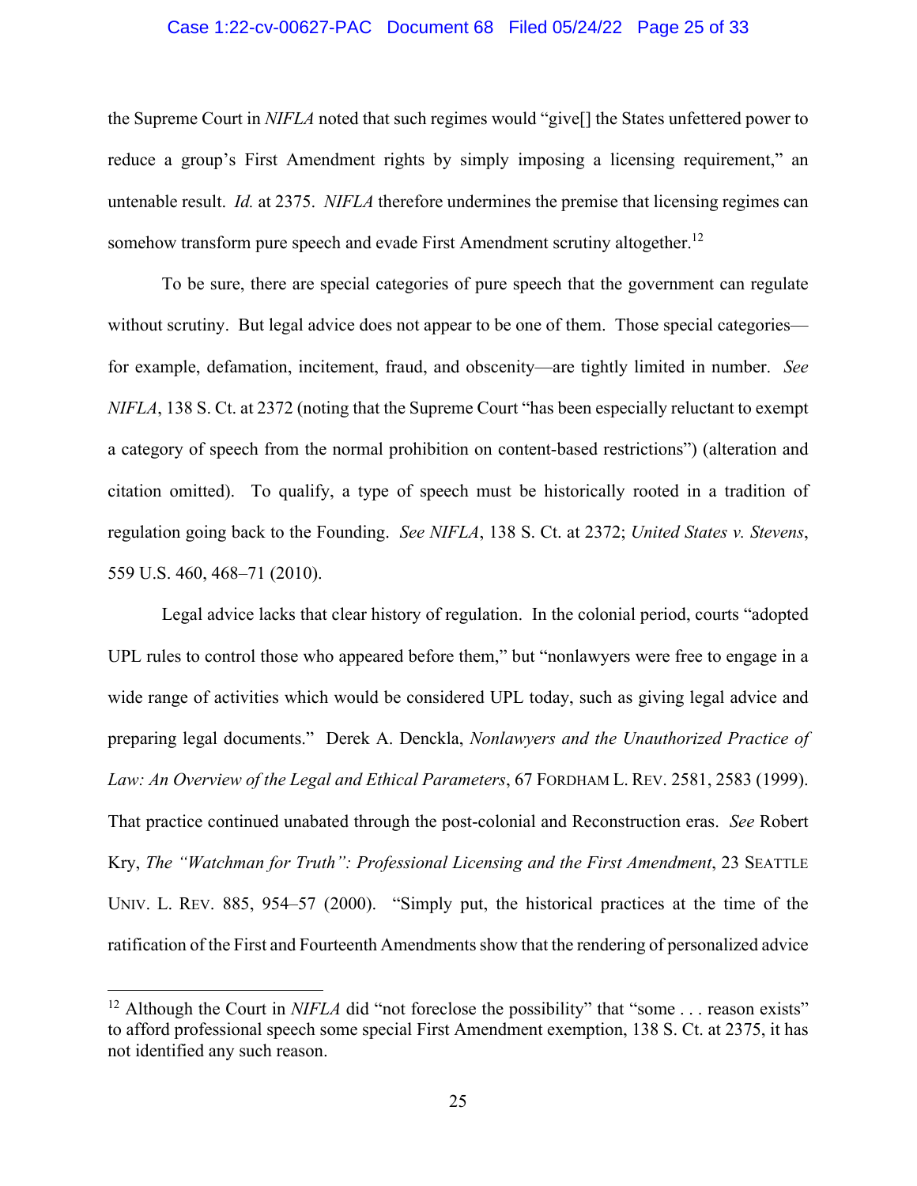the Supreme Court in *NIFLA* noted that such regimes would "give[] the States unfettered power to reduce a group's First Amendment rights by simply imposing a licensing requirement," an untenable result. *Id.* at 2375. *NIFLA* therefore undermines the premise that licensing regimes can somehow transform pure speech and evade First Amendment scrutiny altogether.[12]

To be sure, there are special categories of pure speech that the government can regulate without scrutiny. But legal advice does not appear to be one of them. Those special categories—for example, defamation, incitement, fraud, and obscenity—are tightly limited in number. *See NIFLA*, 138 S. Ct. at 2372 (noting that the Supreme Court "has been especially reluctant to exempt a category of speech from the normal prohibition on content-based restrictions") (alteration and citation omitted). To qualify, a type of speech must be historically rooted in a tradition of regulation going back to the Founding. *See NIFLA*, 138 S. Ct. at 2372; *United States v. Stevens*, 559 U.S. 460, 468–71 (2010).

Legal advice lacks that clear history of regulation. In the colonial period, courts "adopted UPL rules to control those who appeared before them," but "nonlawyers were free to engage in a wide range of activities which would be considered UPL today, such as giving legal advice and preparing legal documents." Derek A. Denckla, *Nonlawyers and the Unauthorized Practice of Law: An Overview of the Legal and Ethical Parameters*, 67 FORDHAM L. REV. 2581, 2583 (1999). That practice continued unabated through the post-colonial and Reconstruction eras. *See* Robert Kry, *The "Watchman for Truth": Professional Licensing and the First Amendment*, 23 SEATTLE UNIV. L. REV. 885, 954–57 (2000). "Simply put, the historical practices at the time of the ratification of the First and Fourteenth Amendments show that the rendering of personalized advice

[12] Although the Court in *NIFLA* did "not foreclose the possibility" that "some . . . reason exists" to afford professional speech some special First Amendment exemption, 138 S. Ct. at 2375, it has not identified any such reason.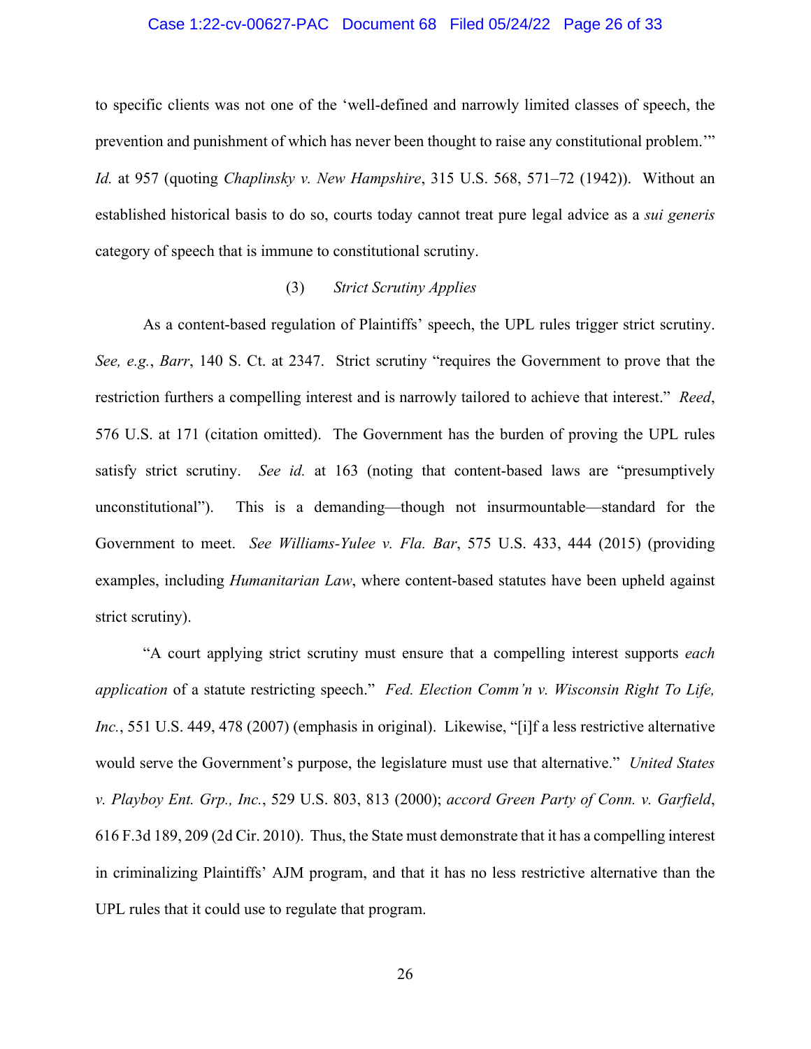to specific clients was not one of the 'well-defined and narrowly limited classes of speech, the prevention and punishment of which has never been thought to raise any constitutional problem.'" *Id.* at 957 (quoting *Chaplinsky v. New Hampshire*, 315 U.S. 568, 571–72 (1942)). Without an established historical basis to do so, courts today cannot treat pure legal advice as a *sui generis* category of speech that is immune to constitutional scrutiny.

(3) *Strict Scrutiny Applies*

As a content-based regulation of Plaintiffs' speech, the UPL rules trigger strict scrutiny. *See, e.g.*, *Barr*, 140 S. Ct. at 2347. Strict scrutiny "requires the Government to prove that the restriction furthers a compelling interest and is narrowly tailored to achieve that interest." *Reed*, 576 U.S. at 171 (citation omitted). The Government has the burden of proving the UPL rules satisfy strict scrutiny. *See id.* at 163 (noting that content-based laws are "presumptively unconstitutional"). This is a demanding—though not insurmountable—standard for the Government to meet. *See Williams-Yulee v. Fla. Bar*, 575 U.S. 433, 444 (2015) (providing examples, including *Humanitarian Law*, where content-based statutes have been upheld against strict scrutiny).

"A court applying strict scrutiny must ensure that a compelling interest supports *each application* of a statute restricting speech." *Fed. Election Comm'n v. Wisconsin Right To Life, Inc.*, 551 U.S. 449, 478 (2007) (emphasis in original). Likewise, "[i]f a less restrictive alternative would serve the Government's purpose, the legislature must use that alternative." *United States v. Playboy Ent. Grp., Inc.*, 529 U.S. 803, 813 (2000); *accord Green Party of Conn. v. Garfield*, 616 F.3d 189, 209 (2d Cir. 2010). Thus, the State must demonstrate that it has a compelling interest in criminalizing Plaintiffs' AJM program, and that it has no less restrictive alternative than the UPL rules that it could use to regulate that program.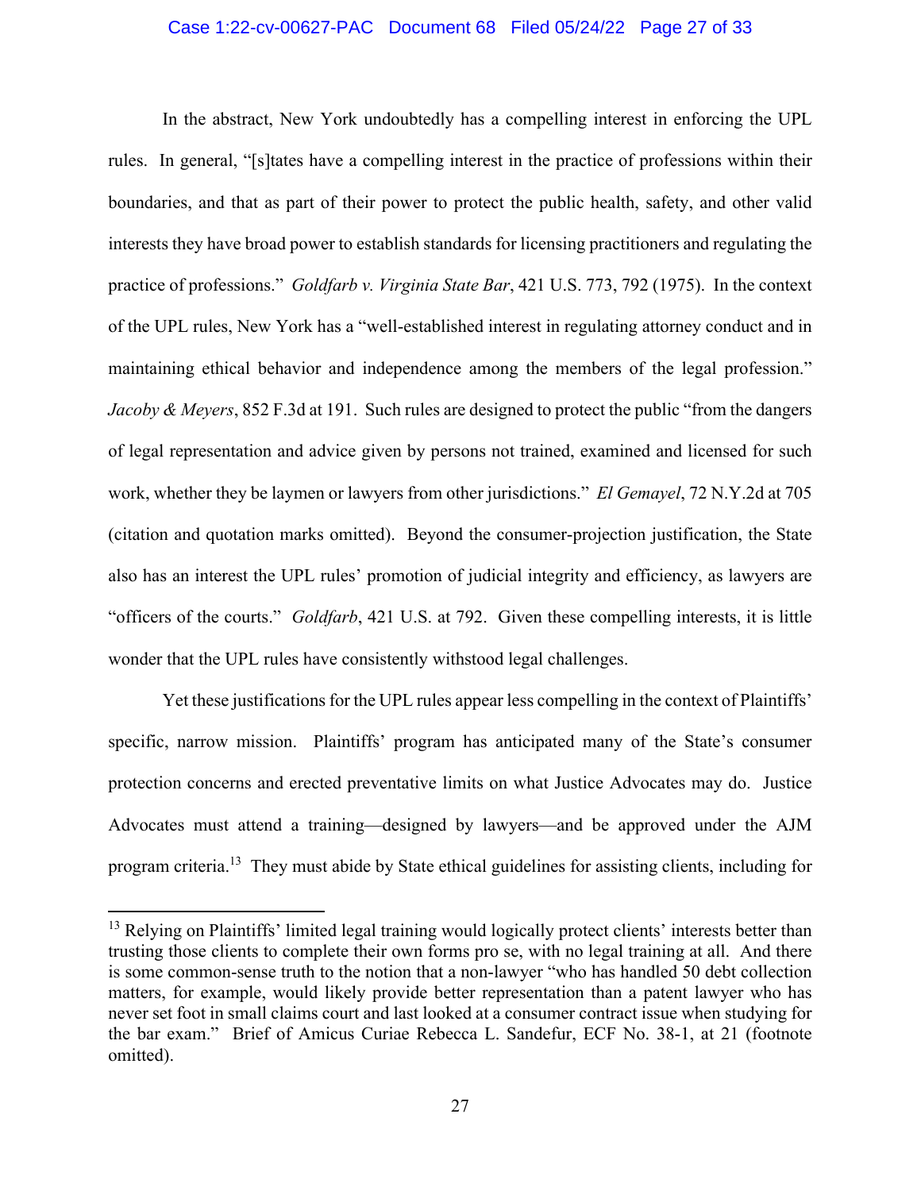In the abstract, New York undoubtedly has a compelling interest in enforcing the UPL rules. In general, "[s]tates have a compelling interest in the practice of professions within their boundaries, and that as part of their power to protect the public health, safety, and other valid interests they have broad power to establish standards for licensing practitioners and regulating the practice of professions." *Goldfarb v. Virginia State Bar*, 421 U.S. 773, 792 (1975). In the context of the UPL rules, New York has a "well-established interest in regulating attorney conduct and in maintaining ethical behavior and independence among the members of the legal profession." *Jacoby & Meyers*, 852 F.3d at 191. Such rules are designed to protect the public "from the dangers of legal representation and advice given by persons not trained, examined and licensed for such work, whether they be laymen or lawyers from other jurisdictions." *El Gemayel*, 72 N.Y.2d at 705 (citation and quotation marks omitted). Beyond the consumer-projection justification, the State also has an interest the UPL rules' promotion of judicial integrity and efficiency, as lawyers are "officers of the courts." *Goldfarb*, 421 U.S. at 792. Given these compelling interests, it is little wonder that the UPL rules have consistently withstood legal challenges.

Yet these justifications for the UPL rules appear less compelling in the context of Plaintiffs' specific, narrow mission. Plaintiffs' program has anticipated many of the State's consumer protection concerns and erected preventative limits on what Justice Advocates may do. Justice Advocates must attend a training—designed by lawyers—and be approved under the AJM program criteria.[13] They must abide by State ethical guidelines for assisting clients, including for

[13] Relying on Plaintiffs' limited legal training would logically protect clients' interests better than trusting those clients to complete their own forms pro se, with no legal training at all. And there is some common-sense truth to the notion that a non-lawyer "who has handled 50 debt collection matters, for example, would likely provide better representation than a patent lawyer who has never set foot in small claims court and last looked at a consumer contract issue when studying for the bar exam." Brief of Amicus Curiae Rebecca L. Sandefur, ECF No. 38-1, at 21 (footnote omitted).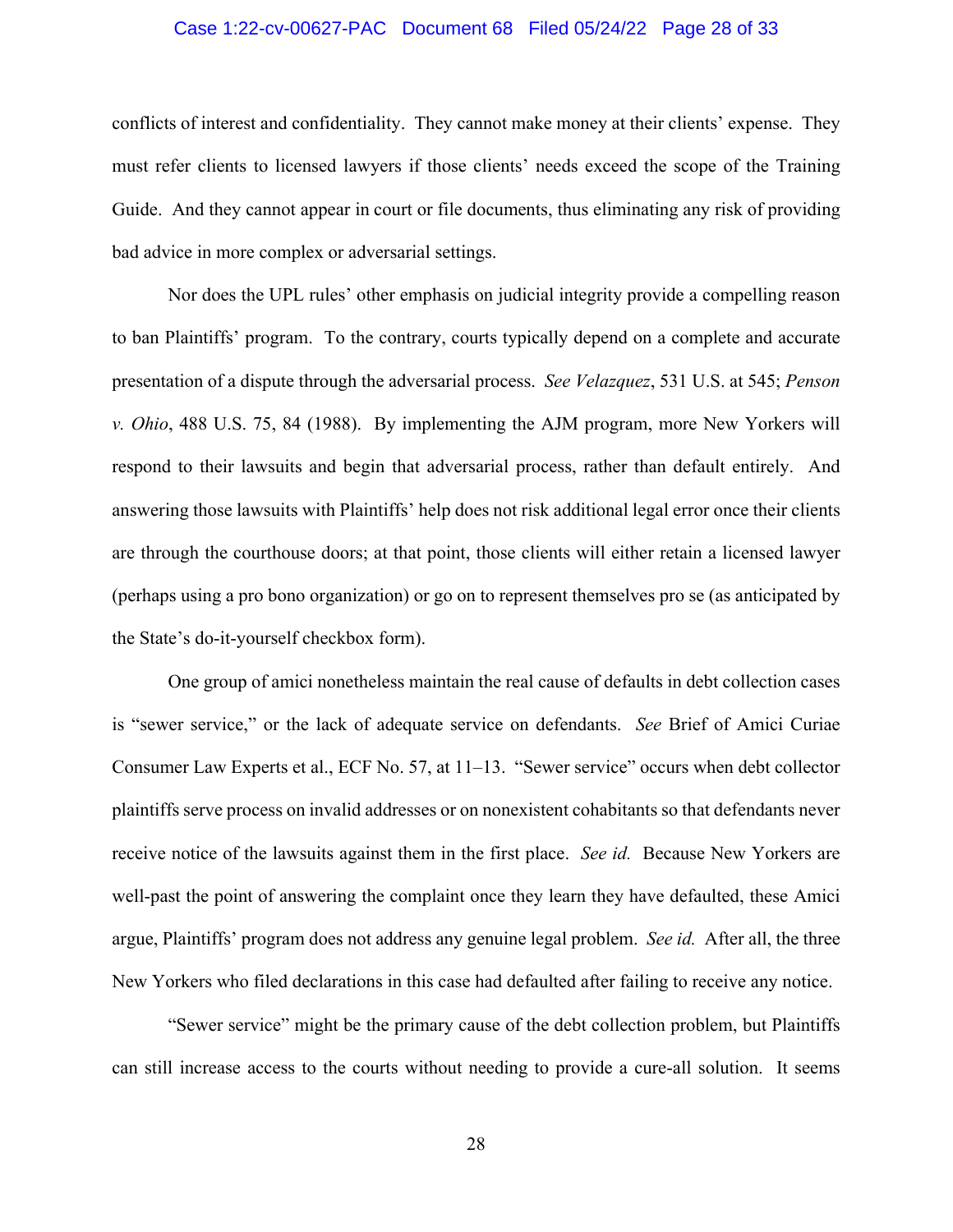conflicts of interest and confidentiality. They cannot make money at their clients' expense. They must refer clients to licensed lawyers if those clients' needs exceed the scope of the Training Guide. And they cannot appear in court or file documents, thus eliminating any risk of providing bad advice in more complex or adversarial settings.

Nor does the UPL rules' other emphasis on judicial integrity provide a compelling reason to ban Plaintiffs' program. To the contrary, courts typically depend on a complete and accurate presentation of a dispute through the adversarial process. *See Velazquez*, 531 U.S. at 545; *Penson v. Ohio*, 488 U.S. 75, 84 (1988). By implementing the AJM program, more New Yorkers will respond to their lawsuits and begin that adversarial process, rather than default entirely. And answering those lawsuits with Plaintiffs' help does not risk additional legal error once their clients are through the courthouse doors; at that point, those clients will either retain a licensed lawyer (perhaps using a pro bono organization) or go on to represent themselves pro se (as anticipated by the State's do-it-yourself checkbox form).

One group of amici nonetheless maintain the real cause of defaults in debt collection cases is "sewer service," or the lack of adequate service on defendants. *See* Brief of Amici Curiae Consumer Law Experts et al., ECF No. 57, at 11–13. "Sewer service" occurs when debt collector plaintiffs serve process on invalid addresses or on nonexistent cohabitants so that defendants never receive notice of the lawsuits against them in the first place. *See id.* Because New Yorkers are well-past the point of answering the complaint once they learn they have defaulted, these Amici argue, Plaintiffs' program does not address any genuine legal problem. *See id.* After all, the three New Yorkers who filed declarations in this case had defaulted after failing to receive any notice.

"Sewer service" might be the primary cause of the debt collection problem, but Plaintiffs can still increase access to the courts without needing to provide a cure-all solution. It seems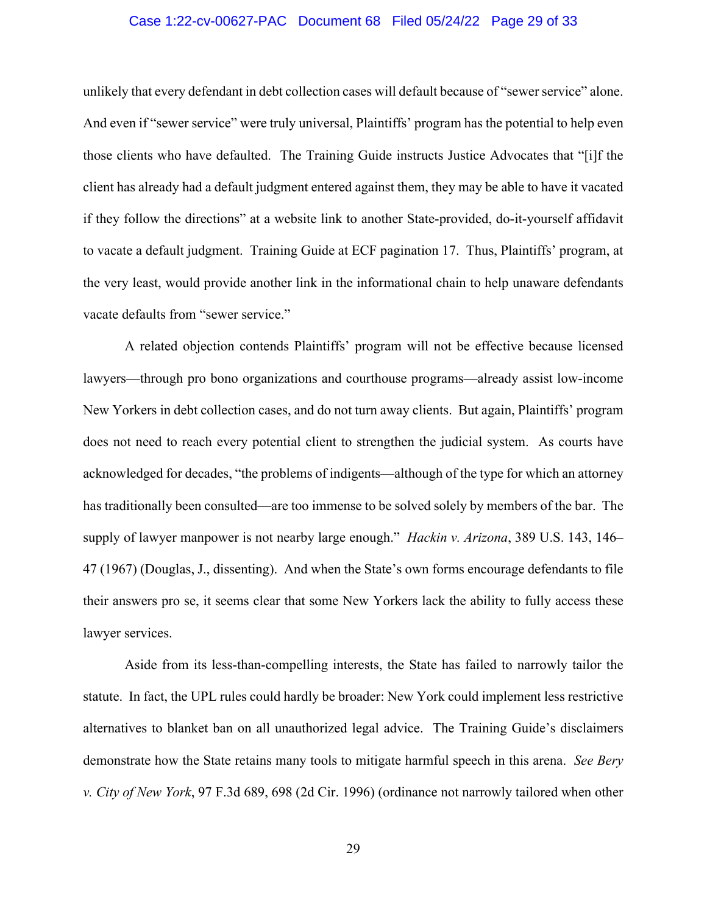unlikely that every defendant in debt collection cases will default because of "sewer service" alone. And even if "sewer service" were truly universal, Plaintiffs' program has the potential to help even those clients who have defaulted. The Training Guide instructs Justice Advocates that "[i]f the client has already had a default judgment entered against them, they may be able to have it vacated if they follow the directions" at a website link to another State-provided, do-it-yourself affidavit to vacate a default judgment. Training Guide at ECF pagination 17. Thus, Plaintiffs' program, at the very least, would provide another link in the informational chain to help unaware defendants vacate defaults from "sewer service."

A related objection contends Plaintiffs' program will not be effective because licensed lawyers—through pro bono organizations and courthouse programs—already assist low-income New Yorkers in debt collection cases, and do not turn away clients. But again, Plaintiffs' program does not need to reach every potential client to strengthen the judicial system. As courts have acknowledged for decades, "the problems of indigents—although of the type for which an attorney has traditionally been consulted—are too immense to be solved solely by members of the bar. The supply of lawyer manpower is not nearby large enough." *Hackin v. Arizona*, 389 U.S. 143, 146–47 (1967) (Douglas, J., dissenting). And when the State's own forms encourage defendants to file their answers pro se, it seems clear that some New Yorkers lack the ability to fully access these lawyer services.

Aside from its less-than-compelling interests, the State has failed to narrowly tailor the statute. In fact, the UPL rules could hardly be broader: New York could implement less restrictive alternatives to blanket ban on all unauthorized legal advice. The Training Guide's disclaimers demonstrate how the State retains many tools to mitigate harmful speech in this arena. *See Bery v. City of New York*, 97 F.3d 689, 698 (2d Cir. 1996) (ordinance not narrowly tailored when other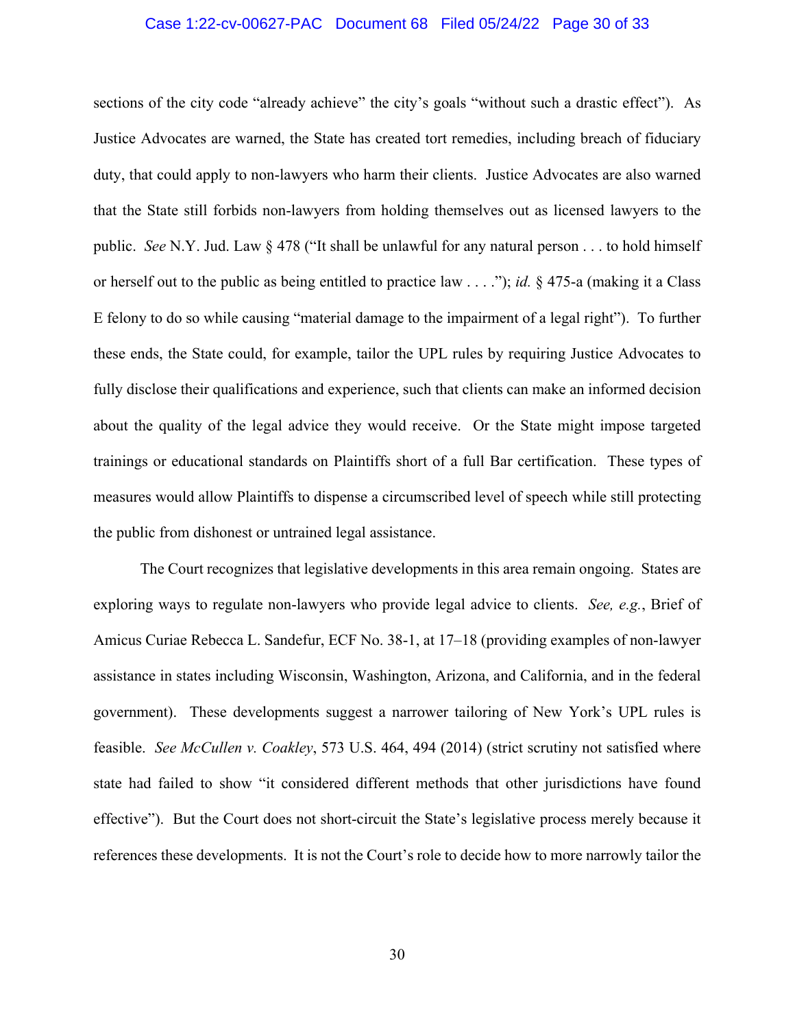sections of the city code "already achieve" the city's goals "without such a drastic effect"). As Justice Advocates are warned, the State has created tort remedies, including breach of fiduciary duty, that could apply to non-lawyers who harm their clients. Justice Advocates are also warned that the State still forbids non-lawyers from holding themselves out as licensed lawyers to the public. *See* N.Y. Jud. Law § 478 ("It shall be unlawful for any natural person . . . to hold himself or herself out to the public as being entitled to practice law . . . ."); *id.* § 475-a (making it a Class E felony to do so while causing "material damage to the impairment of a legal right"). To further these ends, the State could, for example, tailor the UPL rules by requiring Justice Advocates to fully disclose their qualifications and experience, such that clients can make an informed decision about the quality of the legal advice they would receive. Or the State might impose targeted trainings or educational standards on Plaintiffs short of a full Bar certification. These types of measures would allow Plaintiffs to dispense a circumscribed level of speech while still protecting the public from dishonest or untrained legal assistance.

The Court recognizes that legislative developments in this area remain ongoing. States are exploring ways to regulate non-lawyers who provide legal advice to clients. *See, e.g.*, Brief of Amicus Curiae Rebecca L. Sandefur, ECF No. 38-1, at 17–18 (providing examples of non-lawyer assistance in states including Wisconsin, Washington, Arizona, and California, and in the federal government). These developments suggest a narrower tailoring of New York's UPL rules is feasible. *See McCullen v. Coakley*, 573 U.S. 464, 494 (2014) (strict scrutiny not satisfied where state had failed to show "it considered different methods that other jurisdictions have found effective"). But the Court does not short-circuit the State's legislative process merely because it references these developments. It is not the Court's role to decide how to more narrowly tailor the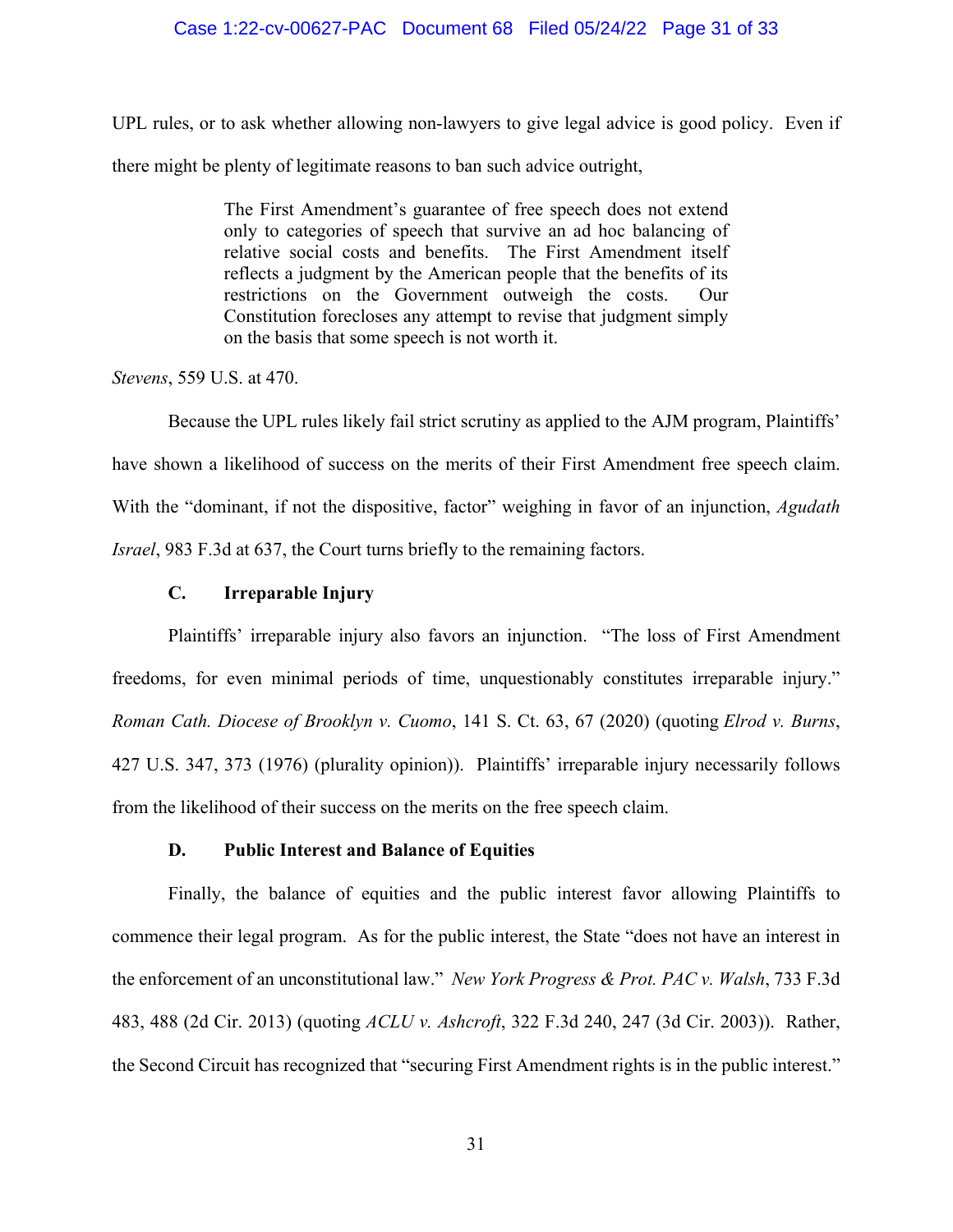UPL rules, or to ask whether allowing non-lawyers to give legal advice is good policy. Even if there might be plenty of legitimate reasons to ban such advice outright,

> The First Amendment's guarantee of free speech does not extend only to categories of speech that survive an ad hoc balancing of relative social costs and benefits. The First Amendment itself reflects a judgment by the American people that the benefits of its restrictions on the Government outweigh the costs. Our Constitution forecloses any attempt to revise that judgment simply on the basis that some speech is not worth it.

*Stevens*, 559 U.S. at 470.

Because the UPL rules likely fail strict scrutiny as applied to the AJM program, Plaintiffs' have shown a likelihood of success on the merits of their First Amendment free speech claim. With the "dominant, if not the dispositive, factor" weighing in favor of an injunction, *Agudath Israel*, 983 F.3d at 637, the Court turns briefly to the remaining factors.

### C. Irreparable Injury

Plaintiffs' irreparable injury also favors an injunction. "The loss of First Amendment freedoms, for even minimal periods of time, unquestionably constitutes irreparable injury." *Roman Cath. Diocese of Brooklyn v. Cuomo*, 141 S. Ct. 63, 67 (2020) (quoting *Elrod v. Burns*, 427 U.S. 347, 373 (1976) (plurality opinion)). Plaintiffs' irreparable injury necessarily follows from the likelihood of their success on the merits on the free speech claim.

### D. Public Interest and Balance of Equities

Finally, the balance of equities and the public interest favor allowing Plaintiffs to commence their legal program. As for the public interest, the State "does not have an interest in the enforcement of an unconstitutional law." *New York Progress & Prot. PAC v. Walsh*, 733 F.3d 483, 488 (2d Cir. 2013) (quoting *ACLU v. Ashcroft*, 322 F.3d 240, 247 (3d Cir. 2003)). Rather, the Second Circuit has recognized that "securing First Amendment rights is in the public interest."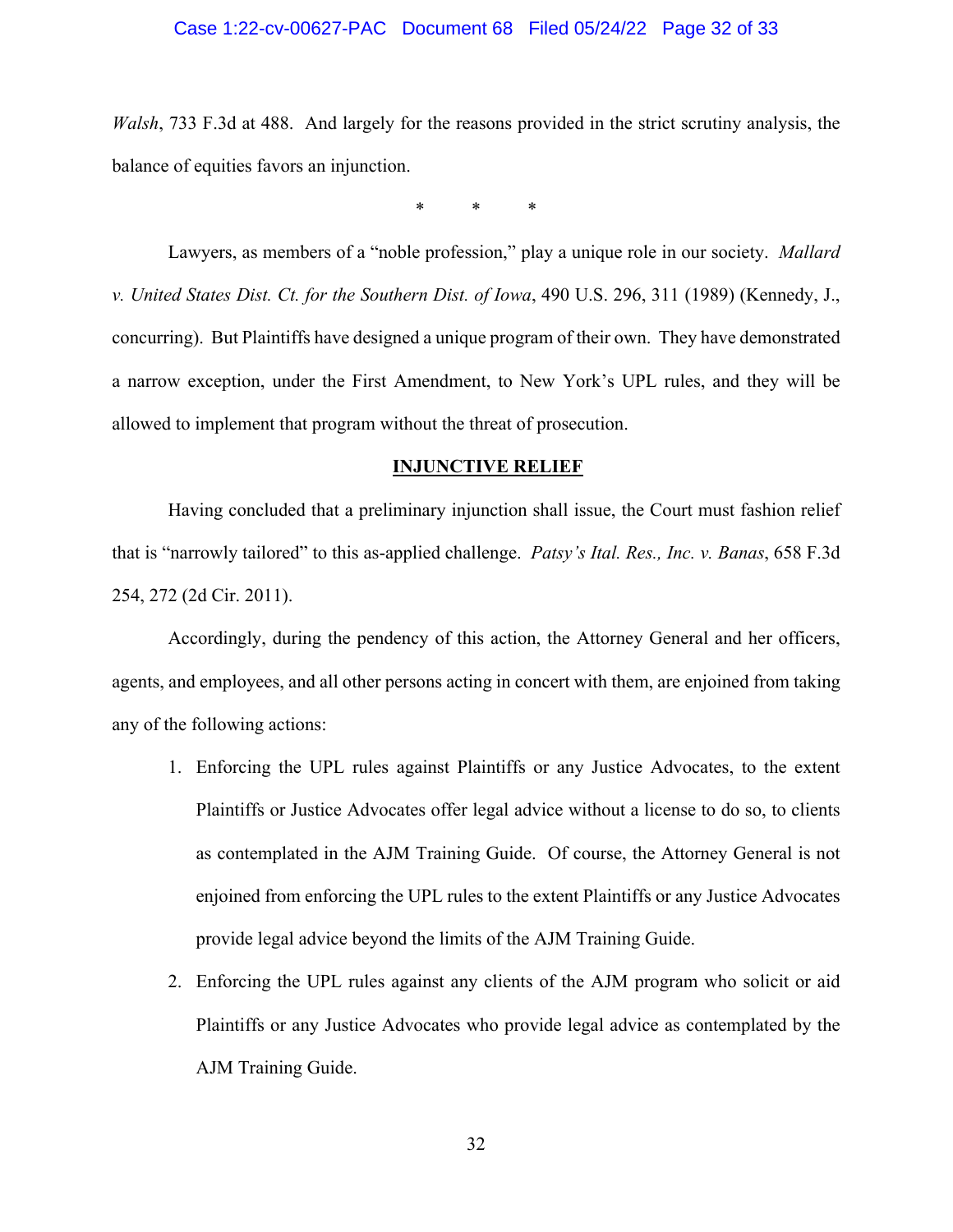*Walsh*, 733 F.3d at 488. And largely for the reasons provided in the strict scrutiny analysis, the balance of equities favors an injunction.

\* \* \*

Lawyers, as members of a "noble profession," play a unique role in our society. *Mallard v. United States Dist. Ct. for the Southern Dist. of Iowa*, 490 U.S. 296, 311 (1989) (Kennedy, J., concurring). But Plaintiffs have designed a unique program of their own. They have demonstrated a narrow exception, under the First Amendment, to New York's UPL rules, and they will be allowed to implement that program without the threat of prosecution.

## INJUNCTIVE RELIEF

Having concluded that a preliminary injunction shall issue, the Court must fashion relief that is "narrowly tailored" to this as-applied challenge. *Patsy's Ital. Res., Inc. v. Banas*, 658 F.3d 254, 272 (2d Cir. 2011).

Accordingly, during the pendency of this action, the Attorney General and her officers, agents, and employees, and all other persons acting in concert with them, are enjoined from taking any of the following actions:

1. Enforcing the UPL rules against Plaintiffs or any Justice Advocates, to the extent Plaintiffs or Justice Advocates offer legal advice without a license to do so, to clients as contemplated in the AJM Training Guide. Of course, the Attorney General is not enjoined from enforcing the UPL rules to the extent Plaintiffs or any Justice Advocates provide legal advice beyond the limits of the AJM Training Guide.
2. Enforcing the UPL rules against any clients of the AJM program who solicit or aid Plaintiffs or any Justice Advocates who provide legal advice as contemplated by the AJM Training Guide.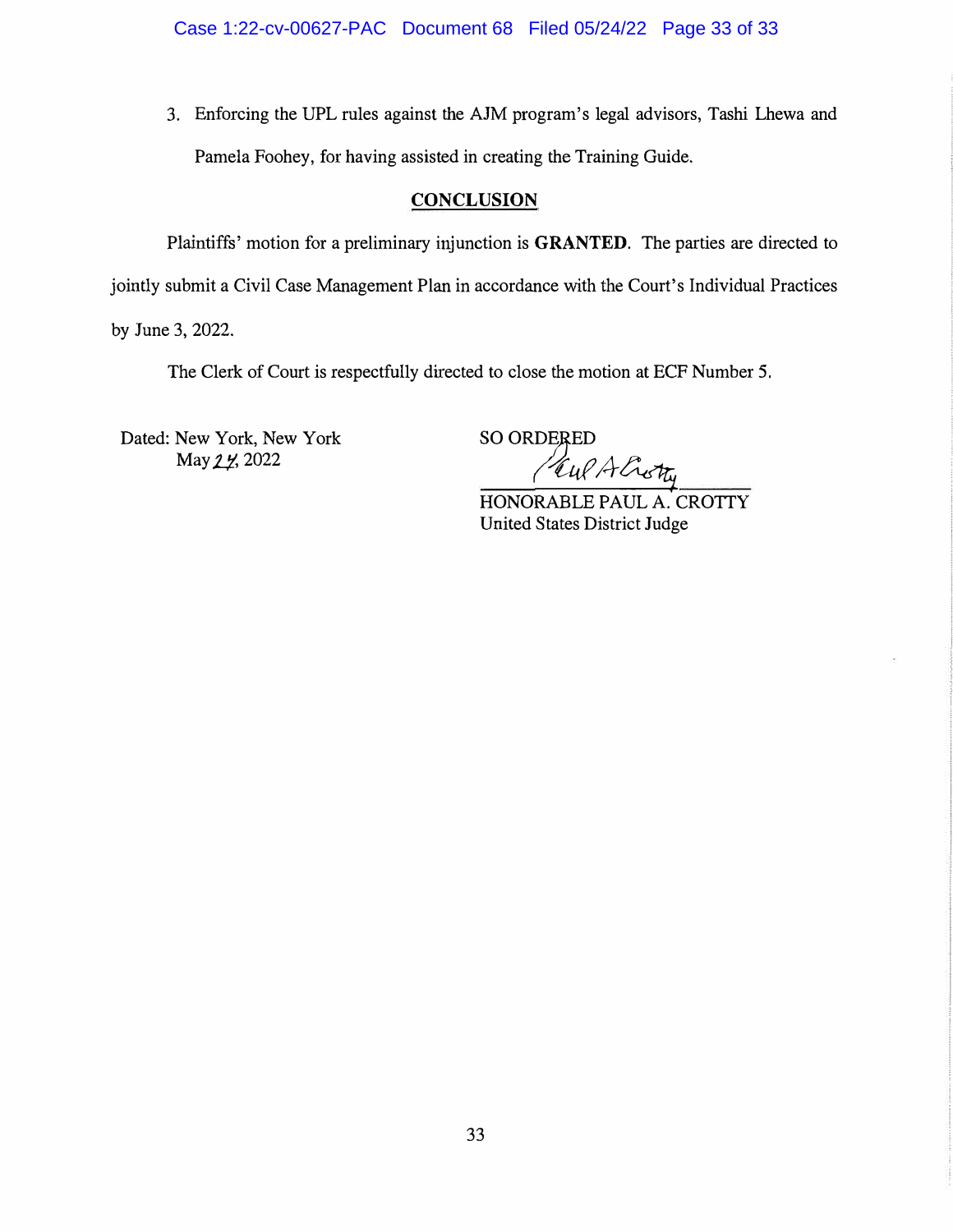3. Enforcing the UPL rules against the AJM program's legal advisors, Tashi Lhewa and Pamela Foohey, for having assisted in creating the Training Guide.

## CONCLUSION

Plaintiffs' motion for a preliminary injunction is **GRANTED**. The parties are directed to jointly submit a Civil Case Management Plan in accordance with the Court's Individual Practices by June 3, 2022.

The Clerk of Court is respectfully directed to close the motion at ECF Number 5.

Dated: New York, New York
May 24, 2022

SO ORDERED

HONORABLE PAUL A. CROTTY
United States District Judge